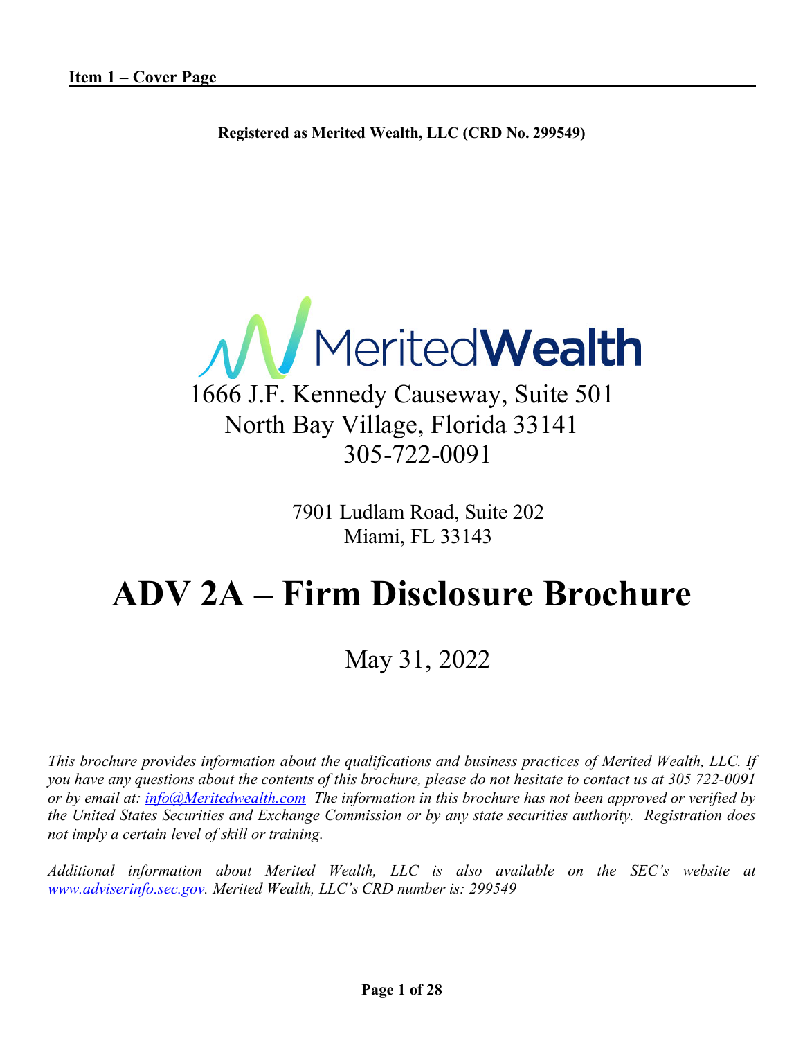**Item 1 – Cover Page**

**Registered as Merited Wealth, LLC (CRD No. 299549)**

MeritedWealth

1666 J.F. Kennedy Causeway, Suite 501
North Bay Village, Florida 33141
305-722-0091

7901 Ludlam Road, Suite 202
Miami, FL 33143

# ADV 2A – Firm Disclosure Brochure

May 31, 2022

*This brochure provides information about the qualifications and business practices of Merited Wealth, LLC. If you have any questions about the contents of this brochure, please do not hesitate to contact us at 305 722-0091 or by email at: [info@Meritedwealth.com](mailto:info@Meritedwealth.com) The information in this brochure has not been approved or verified by the United States Securities and Exchange Commission or by any state securities authority. Registration does not imply a certain level of skill or training.*

*Additional information about Merited Wealth, LLC is also available on the SEC's website at [www.adviserinfo.sec.gov](http://www.adviserinfo.sec.gov). Merited Wealth, LLC's CRD number is: 299549*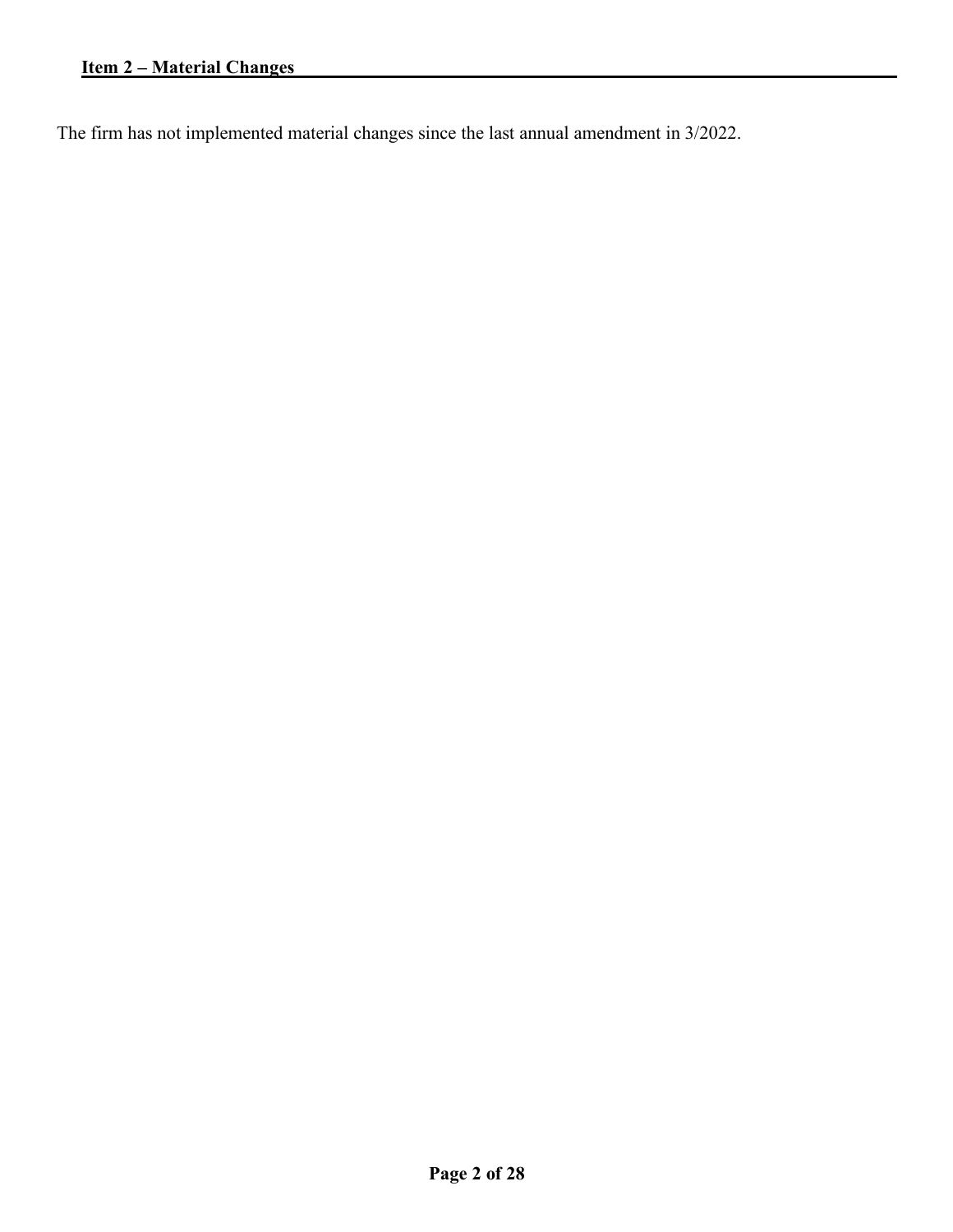## Item 2 – Material Changes

The firm has not implemented material changes since the last annual amendment in 3/2022.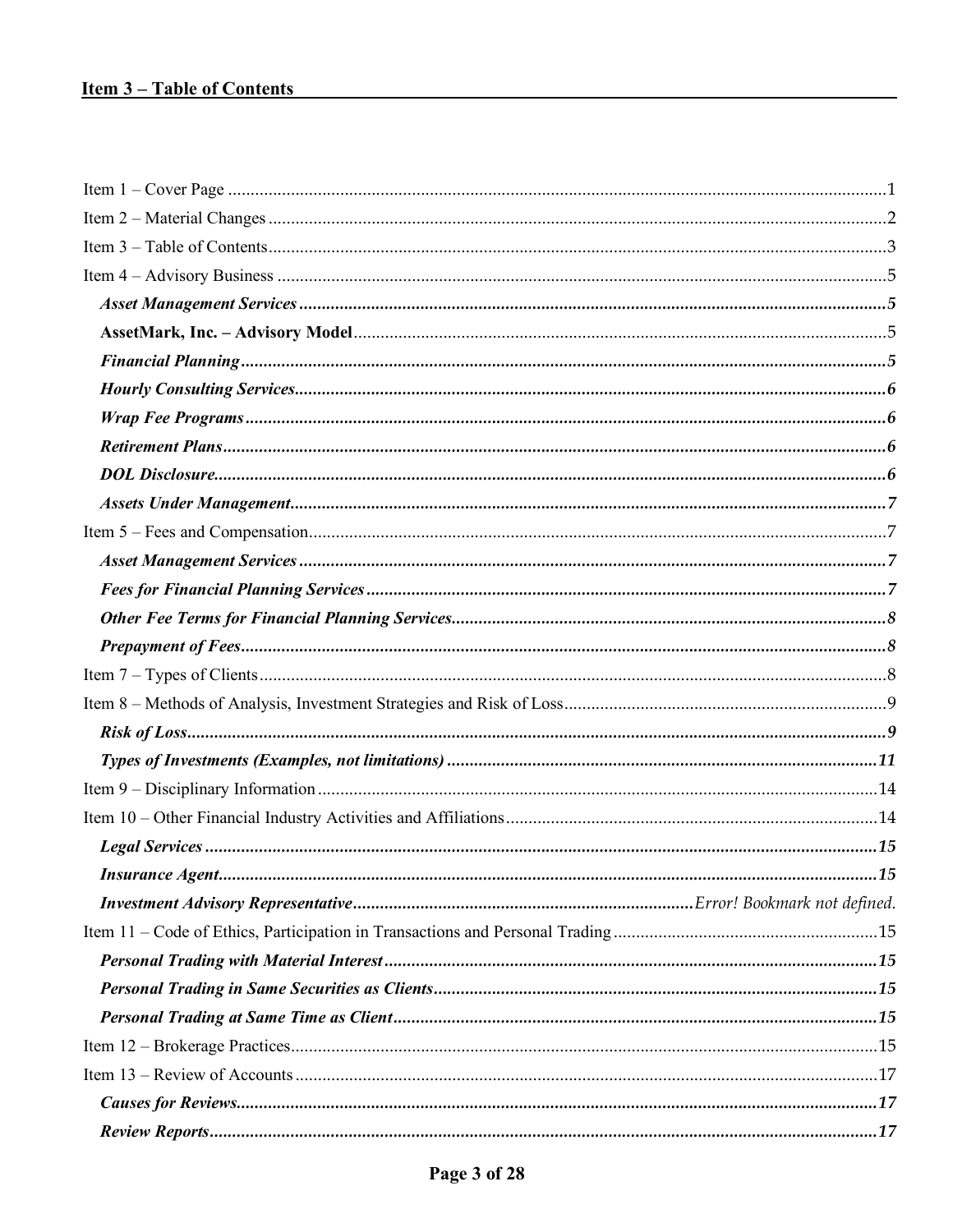## Item 3 – Table of Contents

Item 1 – Cover Page ...1
Item 2 – Material Changes ...2
Item 3 – Table of Contents...3
Item 4 – Advisory Business ...5
- ***Asset Management Services*** ...5
- **AssetMark, Inc. – Advisory Model**...5
- ***Financial Planning***...5
- ***Hourly Consulting Services***...6
- ***Wrap Fee Programs***...6
- ***Retirement Plans***...6
- ***DOL Disclosure***...6
- ***Assets Under Management***...7

Item 5 – Fees and Compensation...7
- ***Asset Management Services*** ...7
- ***Fees for Financial Planning Services*** ...7
- ***Other Fee Terms for Financial Planning Services***...8
- ***Prepayment of Fees***...8

Item 7 – Types of Clients...8
Item 8 – Methods of Analysis, Investment Strategies and Risk of Loss...9
- ***Risk of Loss***...9
- ***Types of Investments (Examples, not limitations)*** ...11

Item 9 – Disciplinary Information ...14
Item 10 – Other Financial Industry Activities and Affiliations...14
- ***Legal Services*** ...15
- ***Insurance Agent***...15
- ***Investment Advisory Representative***...*Error! Bookmark not defined.*

Item 11 – Code of Ethics, Participation in Transactions and Personal Trading...15
- ***Personal Trading with Material Interest***...15
- ***Personal Trading in Same Securities as Clients***...15
- ***Personal Trading at Same Time as Client***...15

Item 12 – Brokerage Practices...15
Item 13 – Review of Accounts ...17
- ***Causes for Reviews***...17
- ***Review Reports***...17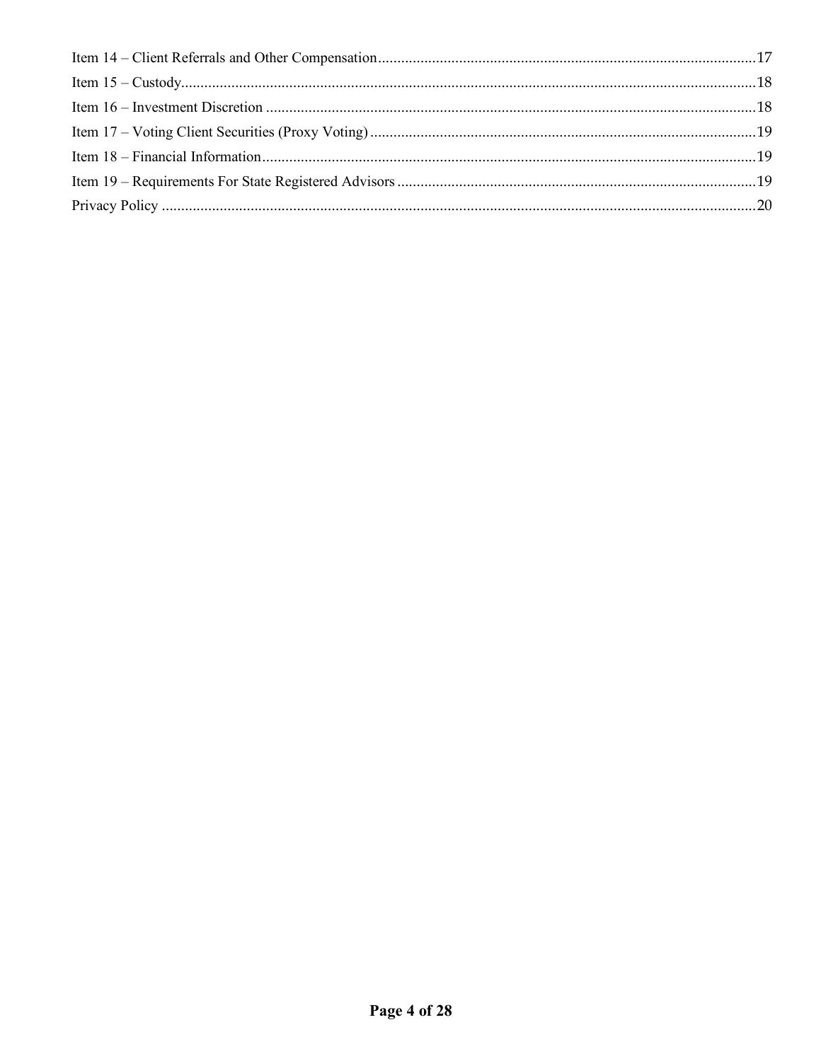Item 14 – Client Referrals and Other Compensation ........ 17
Item 15 – Custody ........ 18
Item 16 – Investment Discretion ........ 18
Item 17 – Voting Client Securities (Proxy Voting) ........ 19
Item 18 – Financial Information ........ 19
Item 19 – Requirements For State Registered Advisors ........ 19
Privacy Policy ........ 20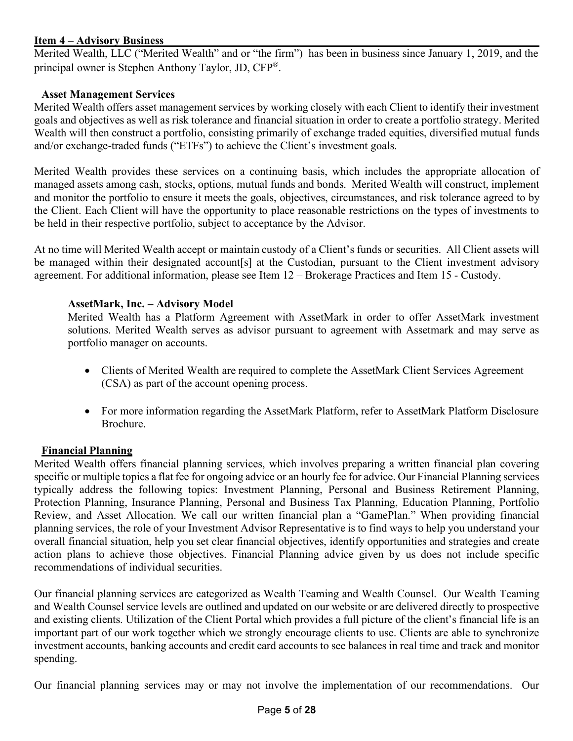## Item 4 – Advisory Business

Merited Wealth, LLC ("Merited Wealth" and or "the firm") has been in business since January 1, 2019, and the principal owner is Stephen Anthony Taylor, JD, CFP®.

### Asset Management Services

Merited Wealth offers asset management services by working closely with each Client to identify their investment goals and objectives as well as risk tolerance and financial situation in order to create a portfolio strategy. Merited Wealth will then construct a portfolio, consisting primarily of exchange traded equities, diversified mutual funds and/or exchange-traded funds ("ETFs") to achieve the Client's investment goals.

Merited Wealth provides these services on a continuing basis, which includes the appropriate allocation of managed assets among cash, stocks, options, mutual funds and bonds. Merited Wealth will construct, implement and monitor the portfolio to ensure it meets the goals, objectives, circumstances, and risk tolerance agreed to by the Client. Each Client will have the opportunity to place reasonable restrictions on the types of investments to be held in their respective portfolio, subject to acceptance by the Advisor.

At no time will Merited Wealth accept or maintain custody of a Client's funds or securities. All Client assets will be managed within their designated account[s] at the Custodian, pursuant to the Client investment advisory agreement. For additional information, please see Item 12 – Brokerage Practices and Item 15 - Custody.

#### AssetMark, Inc. – Advisory Model

Merited Wealth has a Platform Agreement with AssetMark in order to offer AssetMark investment solutions. Merited Wealth serves as advisor pursuant to agreement with Assetmark and may serve as portfolio manager on accounts.

- Clients of Merited Wealth are required to complete the AssetMark Client Services Agreement (CSA) as part of the account opening process.
- For more information regarding the AssetMark Platform, refer to AssetMark Platform Disclosure Brochure.

### Financial Planning

Merited Wealth offers financial planning services, which involves preparing a written financial plan covering specific or multiple topics a flat fee for ongoing advice or an hourly fee for advice. Our Financial Planning services typically address the following topics: Investment Planning, Personal and Business Retirement Planning, Protection Planning, Insurance Planning, Personal and Business Tax Planning, Education Planning, Portfolio Review, and Asset Allocation. We call our written financial plan a "GamePlan." When providing financial planning services, the role of your Investment Advisor Representative is to find ways to help you understand your overall financial situation, help you set clear financial objectives, identify opportunities and strategies and create action plans to achieve those objectives. Financial Planning advice given by us does not include specific recommendations of individual securities.

Our financial planning services are categorized as Wealth Teaming and Wealth Counsel. Our Wealth Teaming and Wealth Counsel service levels are outlined and updated on our website or are delivered directly to prospective and existing clients. Utilization of the Client Portal which provides a full picture of the client's financial life is an important part of our work together which we strongly encourage clients to use. Clients are able to synchronize investment accounts, banking accounts and credit card accounts to see balances in real time and track and monitor spending.

Our financial planning services may or may not involve the implementation of our recommendations. Our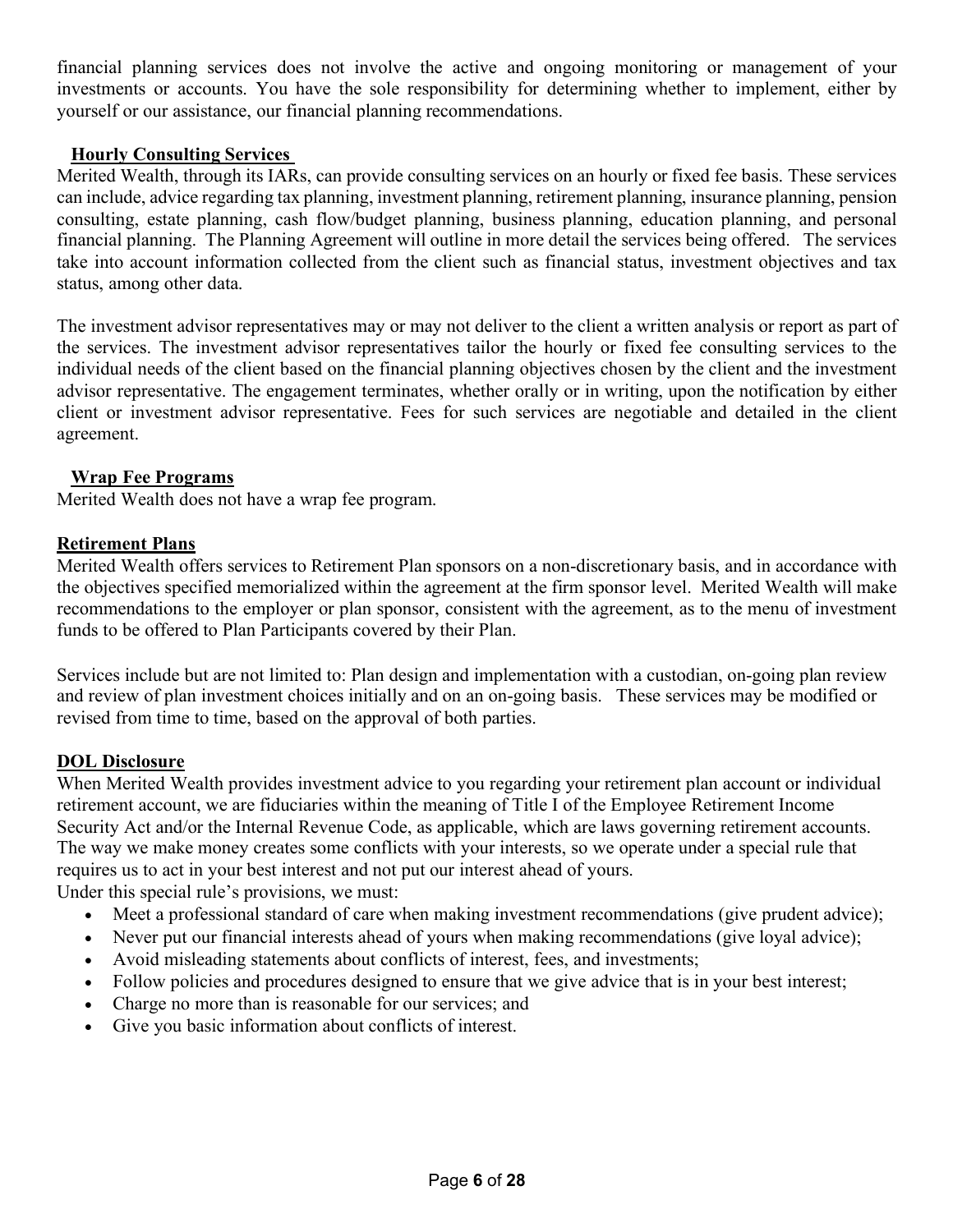financial planning services does not involve the active and ongoing monitoring or management of your investments or accounts. You have the sole responsibility for determining whether to implement, either by yourself or our assistance, our financial planning recommendations.

### Hourly Consulting Services

Merited Wealth, through its IARs, can provide consulting services on an hourly or fixed fee basis. These services can include, advice regarding tax planning, investment planning, retirement planning, insurance planning, pension consulting, estate planning, cash flow/budget planning, business planning, education planning, and personal financial planning. The Planning Agreement will outline in more detail the services being offered. The services take into account information collected from the client such as financial status, investment objectives and tax status, among other data.

The investment advisor representatives may or may not deliver to the client a written analysis or report as part of the services. The investment advisor representatives tailor the hourly or fixed fee consulting services to the individual needs of the client based on the financial planning objectives chosen by the client and the investment advisor representative. The engagement terminates, whether orally or in writing, upon the notification by either client or investment advisor representative. Fees for such services are negotiable and detailed in the client agreement.

### Wrap Fee Programs

Merited Wealth does not have a wrap fee program.

### Retirement Plans

Merited Wealth offers services to Retirement Plan sponsors on a non-discretionary basis, and in accordance with the objectives specified memorialized within the agreement at the firm sponsor level. Merited Wealth will make recommendations to the employer or plan sponsor, consistent with the agreement, as to the menu of investment funds to be offered to Plan Participants covered by their Plan.

Services include but are not limited to: Plan design and implementation with a custodian, on-going plan review and review of plan investment choices initially and on an on-going basis. These services may be modified or revised from time to time, based on the approval of both parties.

### DOL Disclosure

When Merited Wealth provides investment advice to you regarding your retirement plan account or individual retirement account, we are fiduciaries within the meaning of Title I of the Employee Retirement Income Security Act and/or the Internal Revenue Code, as applicable, which are laws governing retirement accounts. The way we make money creates some conflicts with your interests, so we operate under a special rule that requires us to act in your best interest and not put our interest ahead of yours.
Under this special rule's provisions, we must:

- Meet a professional standard of care when making investment recommendations (give prudent advice);
- Never put our financial interests ahead of yours when making recommendations (give loyal advice);
- Avoid misleading statements about conflicts of interest, fees, and investments;
- Follow policies and procedures designed to ensure that we give advice that is in your best interest;
- Charge no more than is reasonable for our services; and
- Give you basic information about conflicts of interest.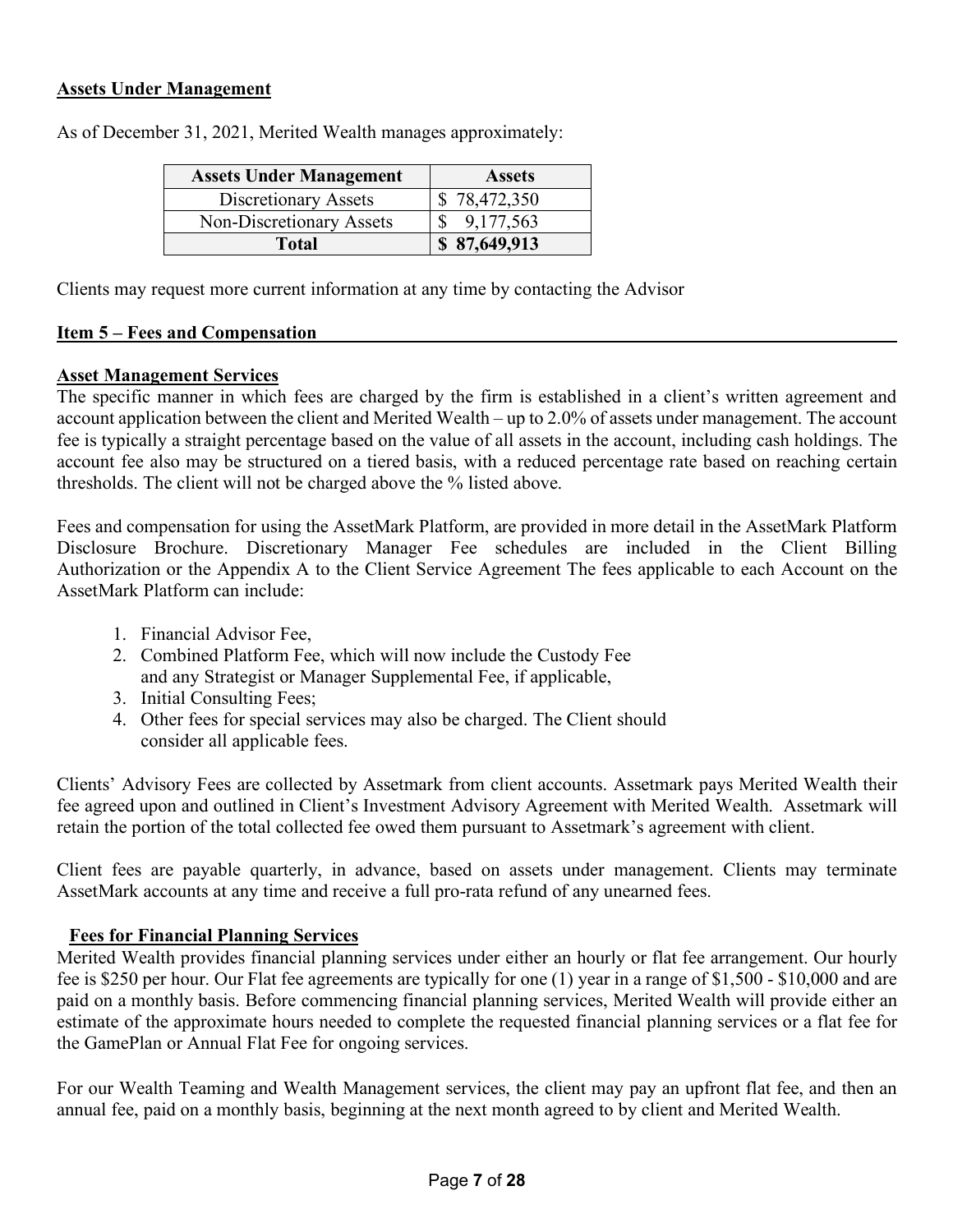**Assets Under Management**

As of December 31, 2021, Merited Wealth manages approximately:

| Assets Under Management | Assets |
|---|---|
| Discretionary Assets | $ 78,472,350 |
| Non-Discretionary Assets | $ 9,177,563 |
| **Total** | **$ 87,649,913** |

Clients may request more current information at any time by contacting the Advisor

## Item 5 – Fees and Compensation

**Asset Management Services**

The specific manner in which fees are charged by the firm is established in a client's written agreement and account application between the client and Merited Wealth – up to 2.0% of assets under management. The account fee is typically a straight percentage based on the value of all assets in the account, including cash holdings. The account fee also may be structured on a tiered basis, with a reduced percentage rate based on reaching certain thresholds. The client will not be charged above the % listed above.

Fees and compensation for using the AssetMark Platform, are provided in more detail in the AssetMark Platform Disclosure Brochure. Discretionary Manager Fee schedules are included in the Client Billing Authorization or the Appendix A to the Client Service Agreement The fees applicable to each Account on the AssetMark Platform can include:

1. Financial Advisor Fee,
2. Combined Platform Fee, which will now include the Custody Fee and any Strategist or Manager Supplemental Fee, if applicable,
3. Initial Consulting Fees;
4. Other fees for special services may also be charged. The Client should consider all applicable fees.

Clients' Advisory Fees are collected by Assetmark from client accounts. Assetmark pays Merited Wealth their fee agreed upon and outlined in Client's Investment Advisory Agreement with Merited Wealth. Assetmark will retain the portion of the total collected fee owed them pursuant to Assetmark's agreement with client.

Client fees are payable quarterly, in advance, based on assets under management. Clients may terminate AssetMark accounts at any time and receive a full pro-rata refund of any unearned fees.

**Fees for Financial Planning Services**

Merited Wealth provides financial planning services under either an hourly or flat fee arrangement. Our hourly fee is $250 per hour. Our Flat fee agreements are typically for one (1) year in a range of $1,500 - $10,000 and are paid on a monthly basis. Before commencing financial planning services, Merited Wealth will provide either an estimate of the approximate hours needed to complete the requested financial planning services or a flat fee for the GamePlan or Annual Flat Fee for ongoing services.

For our Wealth Teaming and Wealth Management services, the client may pay an upfront flat fee, and then an annual fee, paid on a monthly basis, beginning at the next month agreed to by client and Merited Wealth.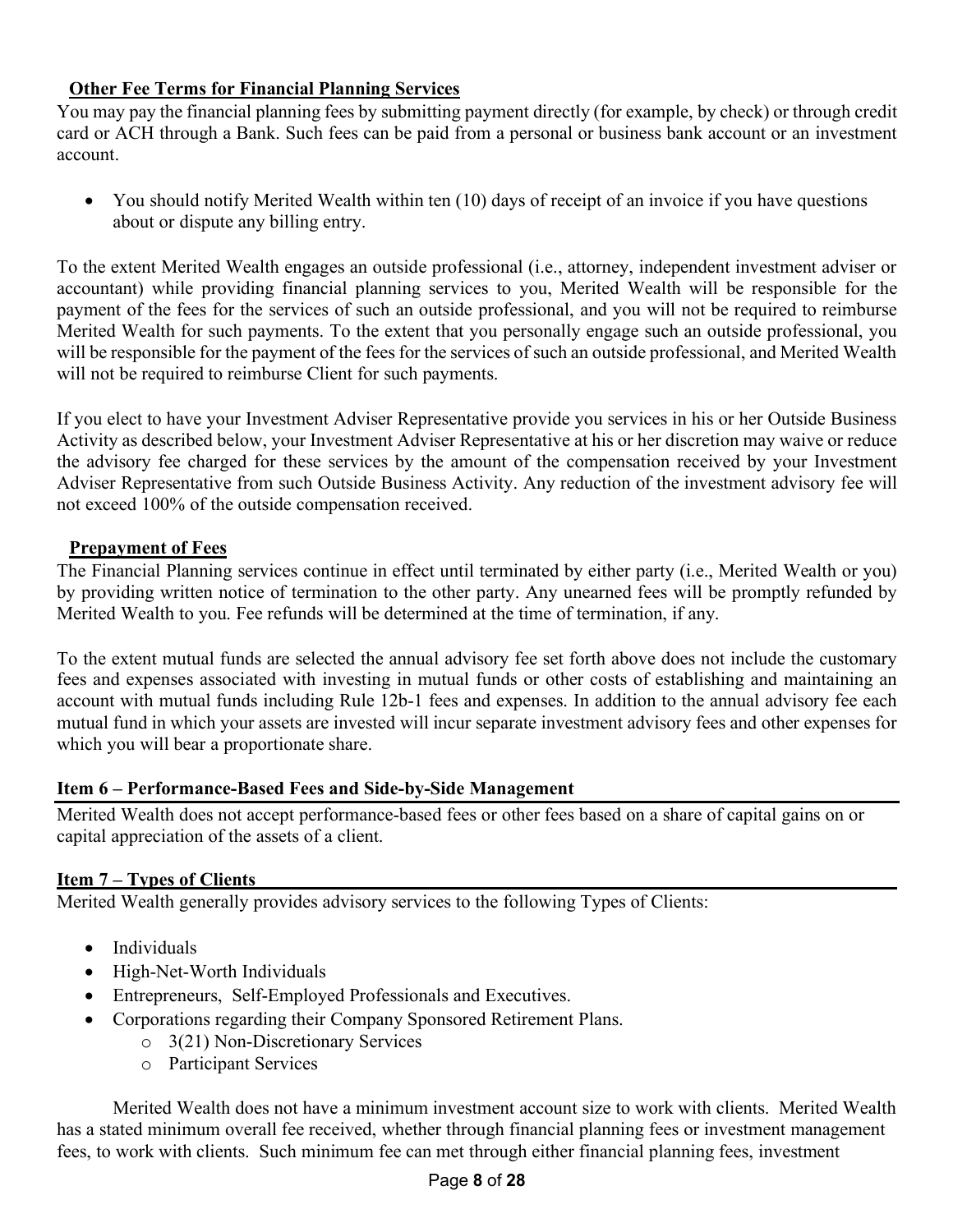**Other Fee Terms for Financial Planning Services**

You may pay the financial planning fees by submitting payment directly (for example, by check) or through credit card or ACH through a Bank. Such fees can be paid from a personal or business bank account or an investment account.

- You should notify Merited Wealth within ten (10) days of receipt of an invoice if you have questions about or dispute any billing entry.

To the extent Merited Wealth engages an outside professional (i.e., attorney, independent investment adviser or accountant) while providing financial planning services to you, Merited Wealth will be responsible for the payment of the fees for the services of such an outside professional, and you will not be required to reimburse Merited Wealth for such payments. To the extent that you personally engage such an outside professional, you will be responsible for the payment of the fees for the services of such an outside professional, and Merited Wealth will not be required to reimburse Client for such payments.

If you elect to have your Investment Adviser Representative provide you services in his or her Outside Business Activity as described below, your Investment Adviser Representative at his or her discretion may waive or reduce the advisory fee charged for these services by the amount of the compensation received by your Investment Adviser Representative from such Outside Business Activity. Any reduction of the investment advisory fee will not exceed 100% of the outside compensation received.

**Prepayment of Fees**

The Financial Planning services continue in effect until terminated by either party (i.e., Merited Wealth or you) by providing written notice of termination to the other party. Any unearned fees will be promptly refunded by Merited Wealth to you. Fee refunds will be determined at the time of termination, if any.

To the extent mutual funds are selected the annual advisory fee set forth above does not include the customary fees and expenses associated with investing in mutual funds or other costs of establishing and maintaining an account with mutual funds including Rule 12b-1 fees and expenses. In addition to the annual advisory fee each mutual fund in which your assets are invested will incur separate investment advisory fees and other expenses for which you will bear a proportionate share.

## Item 6 – Performance-Based Fees and Side-by-Side Management

Merited Wealth does not accept performance-based fees or other fees based on a share of capital gains on or capital appreciation of the assets of a client.

## Item 7 – Types of Clients

Merited Wealth generally provides advisory services to the following Types of Clients:

- Individuals
- High-Net-Worth Individuals
- Entrepreneurs, Self-Employed Professionals and Executives.
- Corporations regarding their Company Sponsored Retirement Plans.
  - 3(21) Non-Discretionary Services
  - Participant Services

Merited Wealth does not have a minimum investment account size to work with clients. Merited Wealth has a stated minimum overall fee received, whether through financial planning fees or investment management fees, to work with clients. Such minimum fee can met through either financial planning fees, investment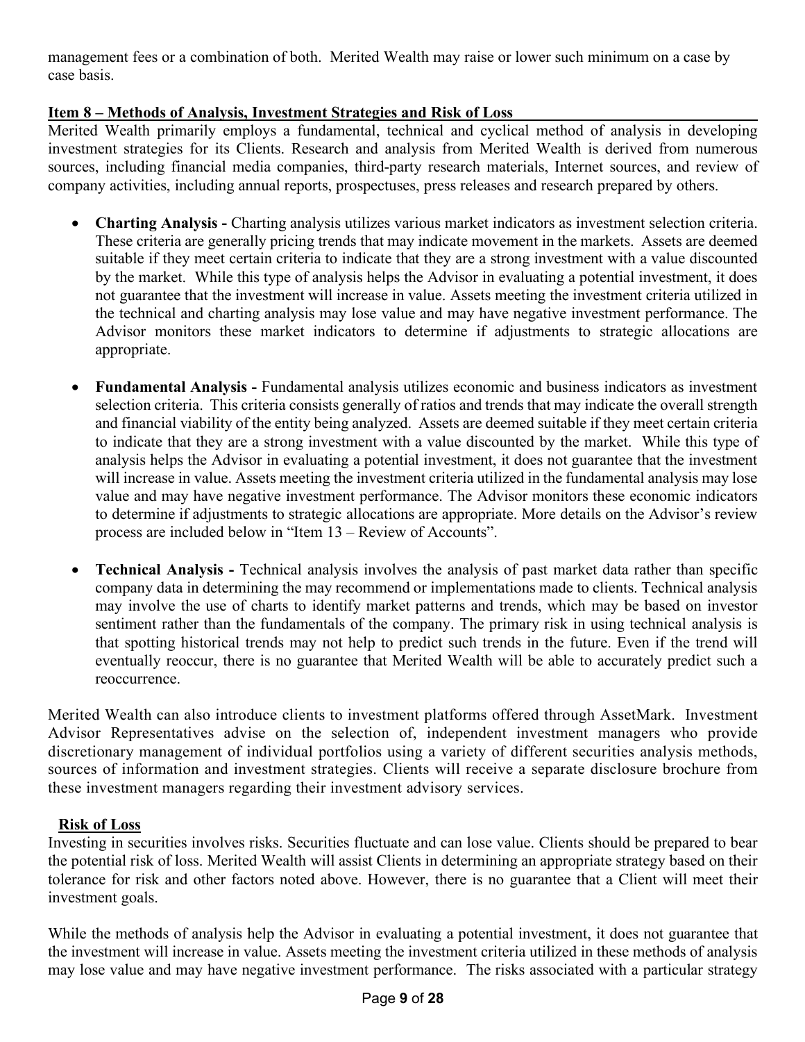management fees or a combination of both. Merited Wealth may raise or lower such minimum on a case by case basis.

## Item 8 – Methods of Analysis, Investment Strategies and Risk of Loss

Merited Wealth primarily employs a fundamental, technical and cyclical method of analysis in developing investment strategies for its Clients. Research and analysis from Merited Wealth is derived from numerous sources, including financial media companies, third-party research materials, Internet sources, and review of company activities, including annual reports, prospectuses, press releases and research prepared by others.

- **Charting Analysis -** Charting analysis utilizes various market indicators as investment selection criteria. These criteria are generally pricing trends that may indicate movement in the markets. Assets are deemed suitable if they meet certain criteria to indicate that they are a strong investment with a value discounted by the market. While this type of analysis helps the Advisor in evaluating a potential investment, it does not guarantee that the investment will increase in value. Assets meeting the investment criteria utilized in the technical and charting analysis may lose value and may have negative investment performance. The Advisor monitors these market indicators to determine if adjustments to strategic allocations are appropriate.

- **Fundamental Analysis -** Fundamental analysis utilizes economic and business indicators as investment selection criteria. This criteria consists generally of ratios and trends that may indicate the overall strength and financial viability of the entity being analyzed. Assets are deemed suitable if they meet certain criteria to indicate that they are a strong investment with a value discounted by the market. While this type of analysis helps the Advisor in evaluating a potential investment, it does not guarantee that the investment will increase in value. Assets meeting the investment criteria utilized in the fundamental analysis may lose value and may have negative investment performance. The Advisor monitors these economic indicators to determine if adjustments to strategic allocations are appropriate. More details on the Advisor's review process are included below in "Item 13 – Review of Accounts".

- **Technical Analysis -** Technical analysis involves the analysis of past market data rather than specific company data in determining the may recommend or implementations made to clients. Technical analysis may involve the use of charts to identify market patterns and trends, which may be based on investor sentiment rather than the fundamentals of the company. The primary risk in using technical analysis is that spotting historical trends may not help to predict such trends in the future. Even if the trend will eventually reoccur, there is no guarantee that Merited Wealth will be able to accurately predict such a reoccurrence.

Merited Wealth can also introduce clients to investment platforms offered through AssetMark. Investment Advisor Representatives advise on the selection of, independent investment managers who provide discretionary management of individual portfolios using a variety of different securities analysis methods, sources of information and investment strategies. Clients will receive a separate disclosure brochure from these investment managers regarding their investment advisory services.

### Risk of Loss

Investing in securities involves risks. Securities fluctuate and can lose value. Clients should be prepared to bear the potential risk of loss. Merited Wealth will assist Clients in determining an appropriate strategy based on their tolerance for risk and other factors noted above. However, there is no guarantee that a Client will meet their investment goals.

While the methods of analysis help the Advisor in evaluating a potential investment, it does not guarantee that the investment will increase in value. Assets meeting the investment criteria utilized in these methods of analysis may lose value and may have negative investment performance. The risks associated with a particular strategy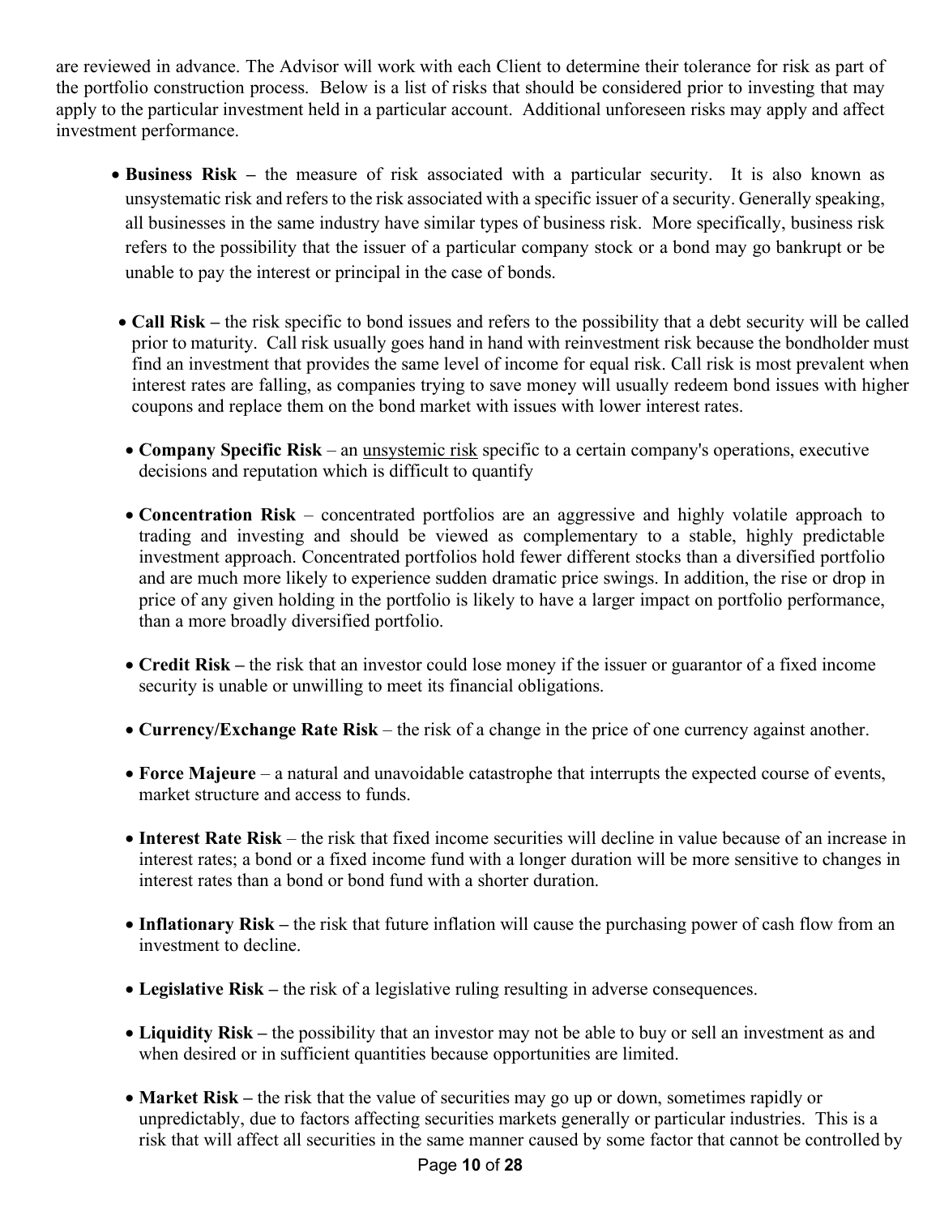are reviewed in advance. The Advisor will work with each Client to determine their tolerance for risk as part of the portfolio construction process. Below is a list of risks that should be considered prior to investing that may apply to the particular investment held in a particular account. Additional unforeseen risks may apply and affect investment performance.

- **Business Risk –** the measure of risk associated with a particular security. It is also known as unsystematic risk and refers to the risk associated with a specific issuer of a security. Generally speaking, all businesses in the same industry have similar types of business risk. More specifically, business risk refers to the possibility that the issuer of a particular company stock or a bond may go bankrupt or be unable to pay the interest or principal in the case of bonds.

- **Call Risk –** the risk specific to bond issues and refers to the possibility that a debt security will be called prior to maturity. Call risk usually goes hand in hand with reinvestment risk because the bondholder must find an investment that provides the same level of income for equal risk. Call risk is most prevalent when interest rates are falling, as companies trying to save money will usually redeem bond issues with higher coupons and replace them on the bond market with issues with lower interest rates.

- **Company Specific Risk** – an unsystemic risk specific to a certain company's operations, executive decisions and reputation which is difficult to quantify

- **Concentration Risk** – concentrated portfolios are an aggressive and highly volatile approach to trading and investing and should be viewed as complementary to a stable, highly predictable investment approach. Concentrated portfolios hold fewer different stocks than a diversified portfolio and are much more likely to experience sudden dramatic price swings. In addition, the rise or drop in price of any given holding in the portfolio is likely to have a larger impact on portfolio performance, than a more broadly diversified portfolio.

- **Credit Risk –** the risk that an investor could lose money if the issuer or guarantor of a fixed income security is unable or unwilling to meet its financial obligations.

- **Currency/Exchange Rate Risk** – the risk of a change in the price of one currency against another.

- **Force Majeure** – a natural and unavoidable catastrophe that interrupts the expected course of events, market structure and access to funds.

- **Interest Rate Risk** – the risk that fixed income securities will decline in value because of an increase in interest rates; a bond or a fixed income fund with a longer duration will be more sensitive to changes in interest rates than a bond or bond fund with a shorter duration.

- **Inflationary Risk –** the risk that future inflation will cause the purchasing power of cash flow from an investment to decline.

- **Legislative Risk –** the risk of a legislative ruling resulting in adverse consequences.

- **Liquidity Risk –** the possibility that an investor may not be able to buy or sell an investment as and when desired or in sufficient quantities because opportunities are limited.

- **Market Risk –** the risk that the value of securities may go up or down, sometimes rapidly or unpredictably, due to factors affecting securities markets generally or particular industries. This is a risk that will affect all securities in the same manner caused by some factor that cannot be controlled by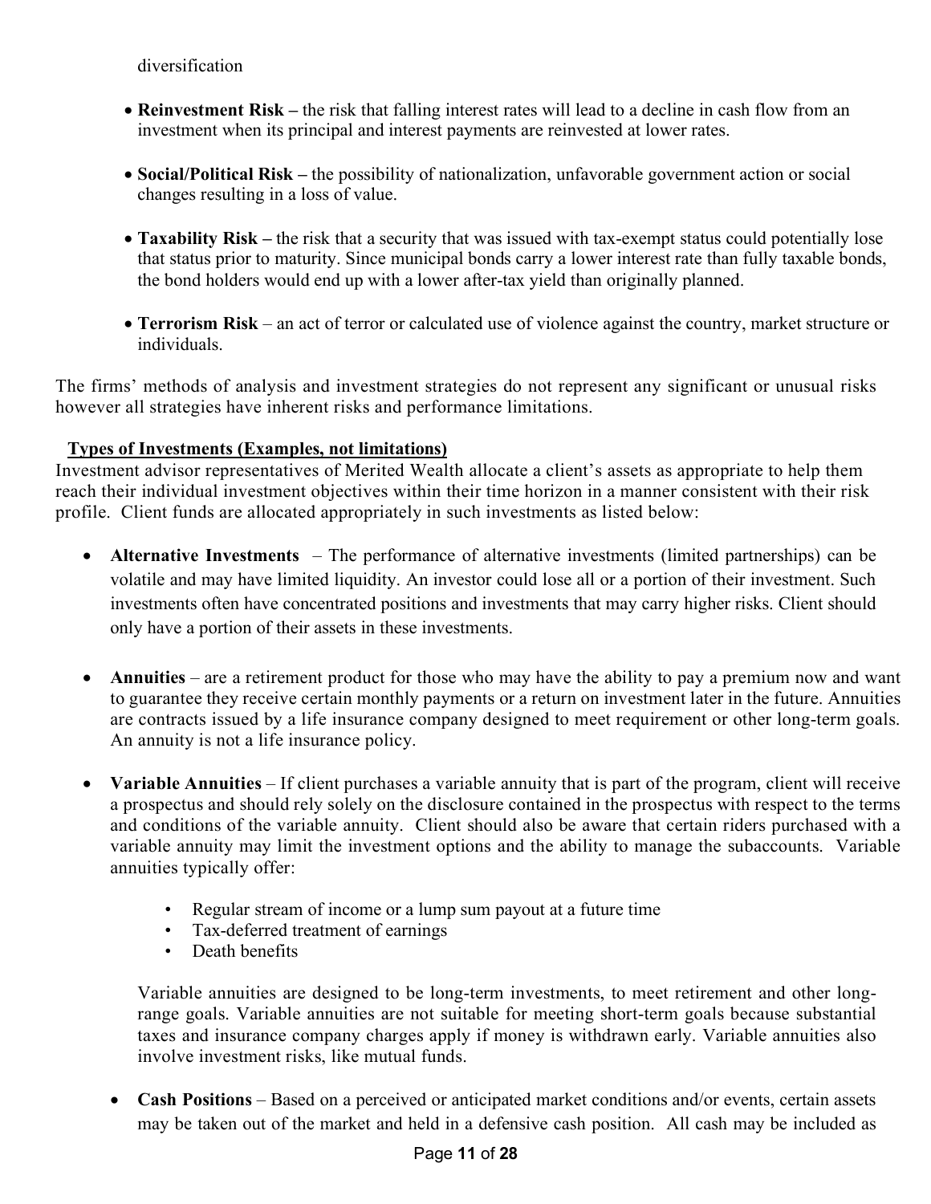diversification

- **Reinvestment Risk –** the risk that falling interest rates will lead to a decline in cash flow from an investment when its principal and interest payments are reinvested at lower rates.

- **Social/Political Risk –** the possibility of nationalization, unfavorable government action or social changes resulting in a loss of value.

- **Taxability Risk –** the risk that a security that was issued with tax-exempt status could potentially lose that status prior to maturity. Since municipal bonds carry a lower interest rate than fully taxable bonds, the bond holders would end up with a lower after-tax yield than originally planned.

- **Terrorism Risk** – an act of terror or calculated use of violence against the country, market structure or individuals.

The firms' methods of analysis and investment strategies do not represent any significant or unusual risks however all strategies have inherent risks and performance limitations.

**Types of Investments (Examples, not limitations)**

Investment advisor representatives of Merited Wealth allocate a client's assets as appropriate to help them reach their individual investment objectives within their time horizon in a manner consistent with their risk profile. Client funds are allocated appropriately in such investments as listed below:

- **Alternative Investments** – The performance of alternative investments (limited partnerships) can be volatile and may have limited liquidity. An investor could lose all or a portion of their investment. Such investments often have concentrated positions and investments that may carry higher risks. Client should only have a portion of their assets in these investments.

- **Annuities** – are a retirement product for those who may have the ability to pay a premium now and want to guarantee they receive certain monthly payments or a return on investment later in the future. Annuities are contracts issued by a life insurance company designed to meet requirement or other long-term goals. An annuity is not a life insurance policy.

- **Variable Annuities** – If client purchases a variable annuity that is part of the program, client will receive a prospectus and should rely solely on the disclosure contained in the prospectus with respect to the terms and conditions of the variable annuity. Client should also be aware that certain riders purchased with a variable annuity may limit the investment options and the ability to manage the subaccounts. Variable annuities typically offer:

    - Regular stream of income or a lump sum payout at a future time
    - Tax-deferred treatment of earnings
    - Death benefits

  Variable annuities are designed to be long-term investments, to meet retirement and other long-range goals. Variable annuities are not suitable for meeting short-term goals because substantial taxes and insurance company charges apply if money is withdrawn early. Variable annuities also involve investment risks, like mutual funds.

- **Cash Positions** – Based on a perceived or anticipated market conditions and/or events, certain assets may be taken out of the market and held in a defensive cash position. All cash may be included as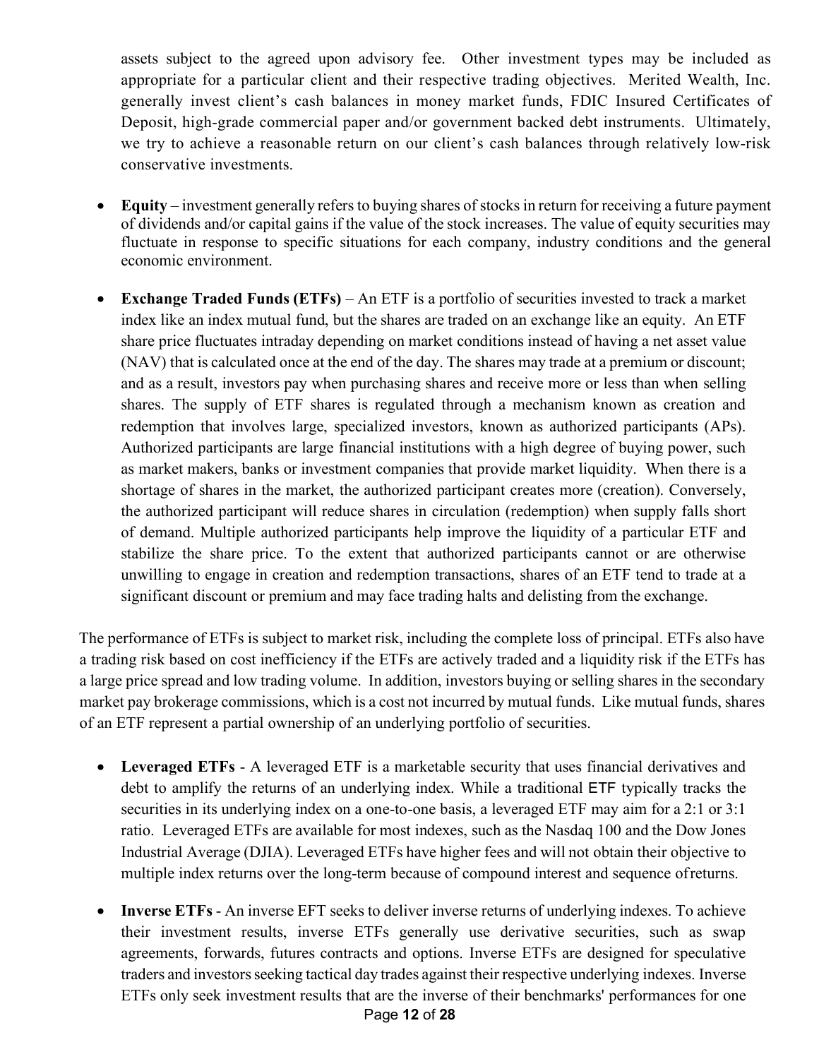assets subject to the agreed upon advisory fee. Other investment types may be included as appropriate for a particular client and their respective trading objectives. Merited Wealth, Inc. generally invest client's cash balances in money market funds, FDIC Insured Certificates of Deposit, high-grade commercial paper and/or government backed debt instruments. Ultimately, we try to achieve a reasonable return on our client's cash balances through relatively low-risk conservative investments.

- **Equity** – investment generally refers to buying shares of stocks in return for receiving a future payment of dividends and/or capital gains if the value of the stock increases. The value of equity securities may fluctuate in response to specific situations for each company, industry conditions and the general economic environment.

- **Exchange Traded Funds (ETFs)** – An ETF is a portfolio of securities invested to track a market index like an index mutual fund, but the shares are traded on an exchange like an equity. An ETF share price fluctuates intraday depending on market conditions instead of having a net asset value (NAV) that is calculated once at the end of the day. The shares may trade at a premium or discount; and as a result, investors pay when purchasing shares and receive more or less than when selling shares. The supply of ETF shares is regulated through a mechanism known as creation and redemption that involves large, specialized investors, known as authorized participants (APs). Authorized participants are large financial institutions with a high degree of buying power, such as market makers, banks or investment companies that provide market liquidity. When there is a shortage of shares in the market, the authorized participant creates more (creation). Conversely, the authorized participant will reduce shares in circulation (redemption) when supply falls short of demand. Multiple authorized participants help improve the liquidity of a particular ETF and stabilize the share price. To the extent that authorized participants cannot or are otherwise unwilling to engage in creation and redemption transactions, shares of an ETF tend to trade at a significant discount or premium and may face trading halts and delisting from the exchange.

The performance of ETFs is subject to market risk, including the complete loss of principal. ETFs also have a trading risk based on cost inefficiency if the ETFs are actively traded and a liquidity risk if the ETFs has a large price spread and low trading volume. In addition, investors buying or selling shares in the secondary market pay brokerage commissions, which is a cost not incurred by mutual funds. Like mutual funds, shares of an ETF represent a partial ownership of an underlying portfolio of securities.

- **Leveraged ETFs** - A leveraged ETF is a marketable security that uses financial derivatives and debt to amplify the returns of an underlying index. While a traditional ETF typically tracks the securities in its underlying index on a one-to-one basis, a leveraged ETF may aim for a 2:1 or 3:1 ratio. Leveraged ETFs are available for most indexes, such as the Nasdaq 100 and the Dow Jones Industrial Average (DJIA). Leveraged ETFs have higher fees and will not obtain their objective to multiple index returns over the long-term because of compound interest and sequence ofreturns.

- **Inverse ETFs** - An inverse EFT seeks to deliver inverse returns of underlying indexes. To achieve their investment results, inverse ETFs generally use derivative securities, such as swap agreements, forwards, futures contracts and options. Inverse ETFs are designed for speculative traders and investors seeking tactical day trades against their respective underlying indexes. Inverse ETFs only seek investment results that are the inverse of their benchmarks' performances for one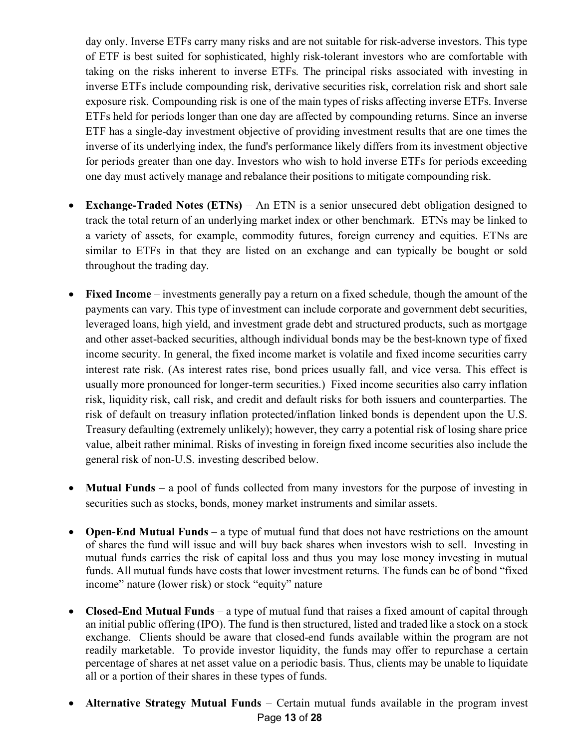day only. Inverse ETFs carry many risks and are not suitable for risk-adverse investors. This type of ETF is best suited for sophisticated, highly risk-tolerant investors who are comfortable with taking on the risks inherent to inverse ETFs. The principal risks associated with investing in inverse ETFs include compounding risk, derivative securities risk, correlation risk and short sale exposure risk. Compounding risk is one of the main types of risks affecting inverse ETFs. Inverse ETFs held for periods longer than one day are affected by compounding returns. Since an inverse ETF has a single-day investment objective of providing investment results that are one times the inverse of its underlying index, the fund's performance likely differs from its investment objective for periods greater than one day. Investors who wish to hold inverse ETFs for periods exceeding one day must actively manage and rebalance their positions to mitigate compounding risk.

- **Exchange-Traded Notes (ETNs)** – An ETN is a senior unsecured debt obligation designed to track the total return of an underlying market index or other benchmark. ETNs may be linked to a variety of assets, for example, commodity futures, foreign currency and equities. ETNs are similar to ETFs in that they are listed on an exchange and can typically be bought or sold throughout the trading day.

- **Fixed Income** – investments generally pay a return on a fixed schedule, though the amount of the payments can vary. This type of investment can include corporate and government debt securities, leveraged loans, high yield, and investment grade debt and structured products, such as mortgage and other asset-backed securities, although individual bonds may be the best-known type of fixed income security. In general, the fixed income market is volatile and fixed income securities carry interest rate risk. (As interest rates rise, bond prices usually fall, and vice versa. This effect is usually more pronounced for longer-term securities.) Fixed income securities also carry inflation risk, liquidity risk, call risk, and credit and default risks for both issuers and counterparties. The risk of default on treasury inflation protected/inflation linked bonds is dependent upon the U.S. Treasury defaulting (extremely unlikely); however, they carry a potential risk of losing share price value, albeit rather minimal. Risks of investing in foreign fixed income securities also include the general risk of non-U.S. investing described below.

- **Mutual Funds** – a pool of funds collected from many investors for the purpose of investing in securities such as stocks, bonds, money market instruments and similar assets.

- **Open-End Mutual Funds** – a type of mutual fund that does not have restrictions on the amount of shares the fund will issue and will buy back shares when investors wish to sell. Investing in mutual funds carries the risk of capital loss and thus you may lose money investing in mutual funds. All mutual funds have costs that lower investment returns. The funds can be of bond "fixed income" nature (lower risk) or stock "equity" nature

- **Closed-End Mutual Funds** – a type of mutual fund that raises a fixed amount of capital through an initial public offering (IPO). The fund is then structured, listed and traded like a stock on a stock exchange. Clients should be aware that closed-end funds available within the program are not readily marketable. To provide investor liquidity, the funds may offer to repurchase a certain percentage of shares at net asset value on a periodic basis. Thus, clients may be unable to liquidate all or a portion of their shares in these types of funds.

- **Alternative Strategy Mutual Funds** – Certain mutual funds available in the program invest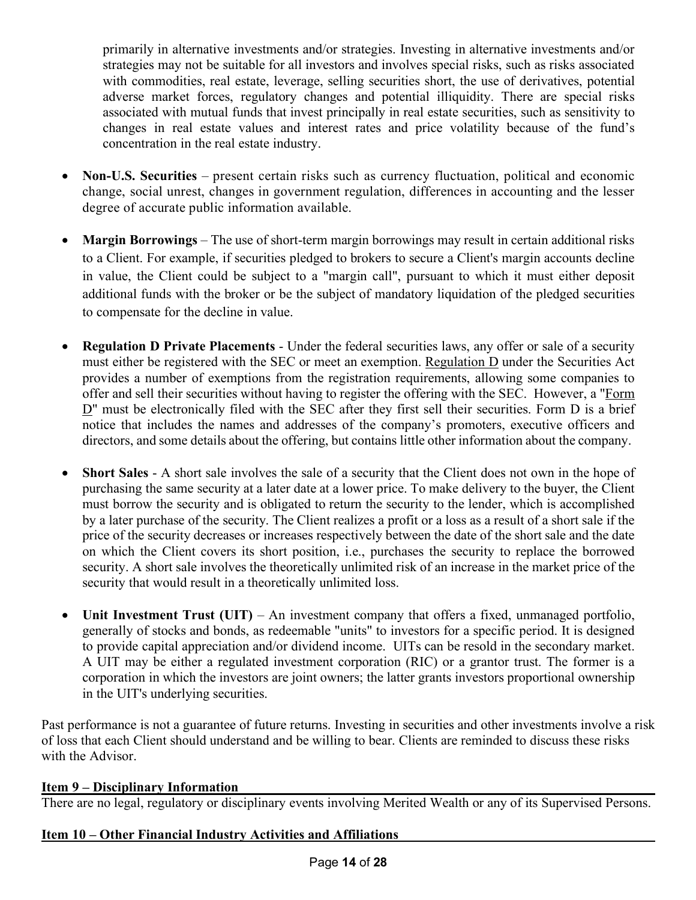primarily in alternative investments and/or strategies. Investing in alternative investments and/or strategies may not be suitable for all investors and involves special risks, such as risks associated with commodities, real estate, leverage, selling securities short, the use of derivatives, potential adverse market forces, regulatory changes and potential illiquidity. There are special risks associated with mutual funds that invest principally in real estate securities, such as sensitivity to changes in real estate values and interest rates and price volatility because of the fund's concentration in the real estate industry.

- **Non-U.S. Securities** – present certain risks such as currency fluctuation, political and economic change, social unrest, changes in government regulation, differences in accounting and the lesser degree of accurate public information available.
- **Margin Borrowings** – The use of short-term margin borrowings may result in certain additional risks to a Client. For example, if securities pledged to brokers to secure a Client's margin accounts decline in value, the Client could be subject to a "margin call", pursuant to which it must either deposit additional funds with the broker or be the subject of mandatory liquidation of the pledged securities to compensate for the decline in value.
- **Regulation D Private Placements** - Under the federal securities laws, any offer or sale of a security must either be registered with the SEC or meet an exemption. Regulation D under the Securities Act provides a number of exemptions from the registration requirements, allowing some companies to offer and sell their securities without having to register the offering with the SEC. However, a "Form D" must be electronically filed with the SEC after they first sell their securities. Form D is a brief notice that includes the names and addresses of the company's promoters, executive officers and directors, and some details about the offering, but contains little other information about the company.
- **Short Sales** - A short sale involves the sale of a security that the Client does not own in the hope of purchasing the same security at a later date at a lower price. To make delivery to the buyer, the Client must borrow the security and is obligated to return the security to the lender, which is accomplished by a later purchase of the security. The Client realizes a profit or a loss as a result of a short sale if the price of the security decreases or increases respectively between the date of the short sale and the date on which the Client covers its short position, i.e., purchases the security to replace the borrowed security. A short sale involves the theoretically unlimited risk of an increase in the market price of the security that would result in a theoretically unlimited loss.
- **Unit Investment Trust (UIT)** – An investment company that offers a fixed, unmanaged portfolio, generally of stocks and bonds, as redeemable "units" to investors for a specific period. It is designed to provide capital appreciation and/or dividend income. UITs can be resold in the secondary market. A UIT may be either a regulated investment corporation (RIC) or a grantor trust. The former is a corporation in which the investors are joint owners; the latter grants investors proportional ownership in the UIT's underlying securities.

Past performance is not a guarantee of future returns. Investing in securities and other investments involve a risk of loss that each Client should understand and be willing to bear. Clients are reminded to discuss these risks with the Advisor.

## Item 9 – Disciplinary Information

There are no legal, regulatory or disciplinary events involving Merited Wealth or any of its Supervised Persons.

## Item 10 – Other Financial Industry Activities and Affiliations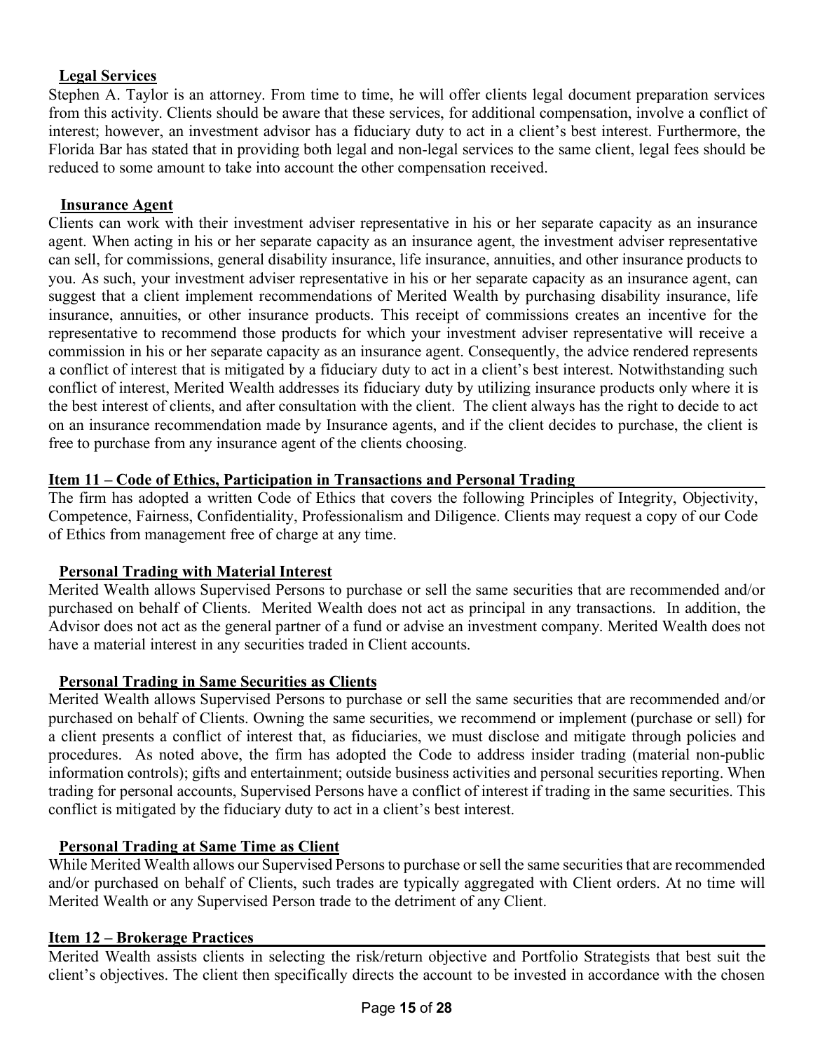### Legal Services

Stephen A. Taylor is an attorney. From time to time, he will offer clients legal document preparation services from this activity. Clients should be aware that these services, for additional compensation, involve a conflict of interest; however, an investment advisor has a fiduciary duty to act in a client's best interest. Furthermore, the Florida Bar has stated that in providing both legal and non-legal services to the same client, legal fees should be reduced to some amount to take into account the other compensation received.

### Insurance Agent

Clients can work with their investment adviser representative in his or her separate capacity as an insurance agent. When acting in his or her separate capacity as an insurance agent, the investment adviser representative can sell, for commissions, general disability insurance, life insurance, annuities, and other insurance products to you. As such, your investment adviser representative in his or her separate capacity as an insurance agent, can suggest that a client implement recommendations of Merited Wealth by purchasing disability insurance, life insurance, annuities, or other insurance products. This receipt of commissions creates an incentive for the representative to recommend those products for which your investment adviser representative will receive a commission in his or her separate capacity as an insurance agent. Consequently, the advice rendered represents a conflict of interest that is mitigated by a fiduciary duty to act in a client's best interest. Notwithstanding such conflict of interest, Merited Wealth addresses its fiduciary duty by utilizing insurance products only where it is the best interest of clients, and after consultation with the client. The client always has the right to decide to act on an insurance recommendation made by Insurance agents, and if the client decides to purchase, the client is free to purchase from any insurance agent of the clients choosing.

## Item 11 – Code of Ethics, Participation in Transactions and Personal Trading

The firm has adopted a written Code of Ethics that covers the following Principles of Integrity, Objectivity, Competence, Fairness, Confidentiality, Professionalism and Diligence. Clients may request a copy of our Code of Ethics from management free of charge at any time.

### Personal Trading with Material Interest

Merited Wealth allows Supervised Persons to purchase or sell the same securities that are recommended and/or purchased on behalf of Clients. Merited Wealth does not act as principal in any transactions. In addition, the Advisor does not act as the general partner of a fund or advise an investment company. Merited Wealth does not have a material interest in any securities traded in Client accounts.

### Personal Trading in Same Securities as Clients

Merited Wealth allows Supervised Persons to purchase or sell the same securities that are recommended and/or purchased on behalf of Clients. Owning the same securities, we recommend or implement (purchase or sell) for a client presents a conflict of interest that, as fiduciaries, we must disclose and mitigate through policies and procedures. As noted above, the firm has adopted the Code to address insider trading (material non-public information controls); gifts and entertainment; outside business activities and personal securities reporting. When trading for personal accounts, Supervised Persons have a conflict of interest if trading in the same securities. This conflict is mitigated by the fiduciary duty to act in a client's best interest.

### Personal Trading at Same Time as Client

While Merited Wealth allows our Supervised Persons to purchase or sell the same securities that are recommended and/or purchased on behalf of Clients, such trades are typically aggregated with Client orders. At no time will Merited Wealth or any Supervised Person trade to the detriment of any Client.

## Item 12 – Brokerage Practices

Merited Wealth assists clients in selecting the risk/return objective and Portfolio Strategists that best suit the client's objectives. The client then specifically directs the account to be invested in accordance with the chosen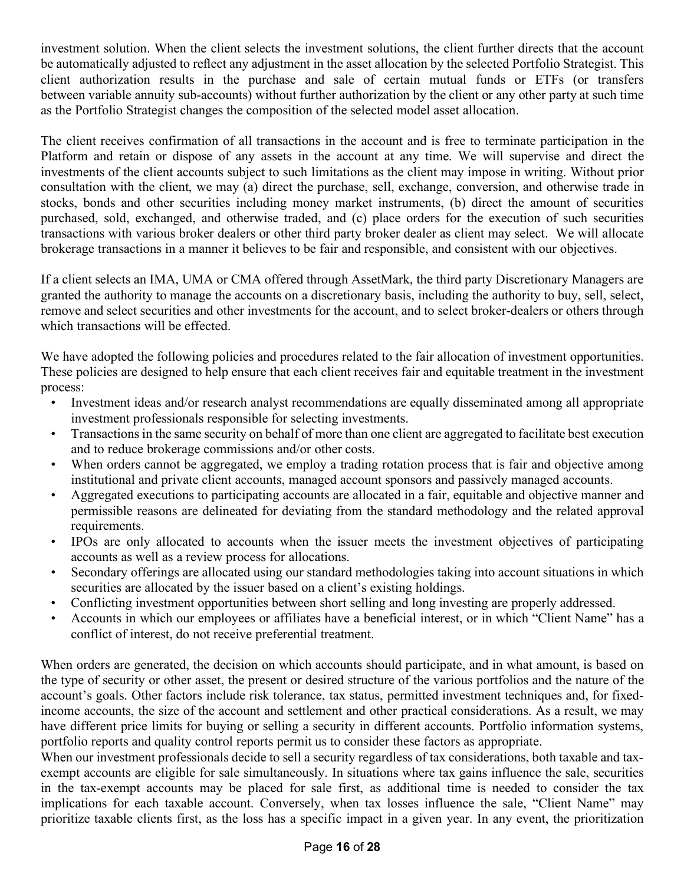investment solution. When the client selects the investment solutions, the client further directs that the account be automatically adjusted to reflect any adjustment in the asset allocation by the selected Portfolio Strategist. This client authorization results in the purchase and sale of certain mutual funds or ETFs (or transfers between variable annuity sub-accounts) without further authorization by the client or any other party at such time as the Portfolio Strategist changes the composition of the selected model asset allocation.

The client receives confirmation of all transactions in the account and is free to terminate participation in the Platform and retain or dispose of any assets in the account at any time. We will supervise and direct the investments of the client accounts subject to such limitations as the client may impose in writing. Without prior consultation with the client, we may (a) direct the purchase, sell, exchange, conversion, and otherwise trade in stocks, bonds and other securities including money market instruments, (b) direct the amount of securities purchased, sold, exchanged, and otherwise traded, and (c) place orders for the execution of such securities transactions with various broker dealers or other third party broker dealer as client may select. We will allocate brokerage transactions in a manner it believes to be fair and responsible, and consistent with our objectives.

If a client selects an IMA, UMA or CMA offered through AssetMark, the third party Discretionary Managers are granted the authority to manage the accounts on a discretionary basis, including the authority to buy, sell, select, remove and select securities and other investments for the account, and to select broker-dealers or others through which transactions will be effected.

We have adopted the following policies and procedures related to the fair allocation of investment opportunities. These policies are designed to help ensure that each client receives fair and equitable treatment in the investment process:

- Investment ideas and/or research analyst recommendations are equally disseminated among all appropriate investment professionals responsible for selecting investments.
- Transactions in the same security on behalf of more than one client are aggregated to facilitate best execution and to reduce brokerage commissions and/or other costs.
- When orders cannot be aggregated, we employ a trading rotation process that is fair and objective among institutional and private client accounts, managed account sponsors and passively managed accounts.
- Aggregated executions to participating accounts are allocated in a fair, equitable and objective manner and permissible reasons are delineated for deviating from the standard methodology and the related approval requirements.
- IPOs are only allocated to accounts when the issuer meets the investment objectives of participating accounts as well as a review process for allocations.
- Secondary offerings are allocated using our standard methodologies taking into account situations in which securities are allocated by the issuer based on a client's existing holdings.
- Conflicting investment opportunities between short selling and long investing are properly addressed.
- Accounts in which our employees or affiliates have a beneficial interest, or in which "Client Name" has a conflict of interest, do not receive preferential treatment.

When orders are generated, the decision on which accounts should participate, and in what amount, is based on the type of security or other asset, the present or desired structure of the various portfolios and the nature of the account's goals. Other factors include risk tolerance, tax status, permitted investment techniques and, for fixed-income accounts, the size of the account and settlement and other practical considerations. As a result, we may have different price limits for buying or selling a security in different accounts. Portfolio information systems, portfolio reports and quality control reports permit us to consider these factors as appropriate.

When our investment professionals decide to sell a security regardless of tax considerations, both taxable and tax-exempt accounts are eligible for sale simultaneously. In situations where tax gains influence the sale, securities in the tax-exempt accounts may be placed for sale first, as additional time is needed to consider the tax implications for each taxable account. Conversely, when tax losses influence the sale, "Client Name" may prioritize taxable clients first, as the loss has a specific impact in a given year. In any event, the prioritization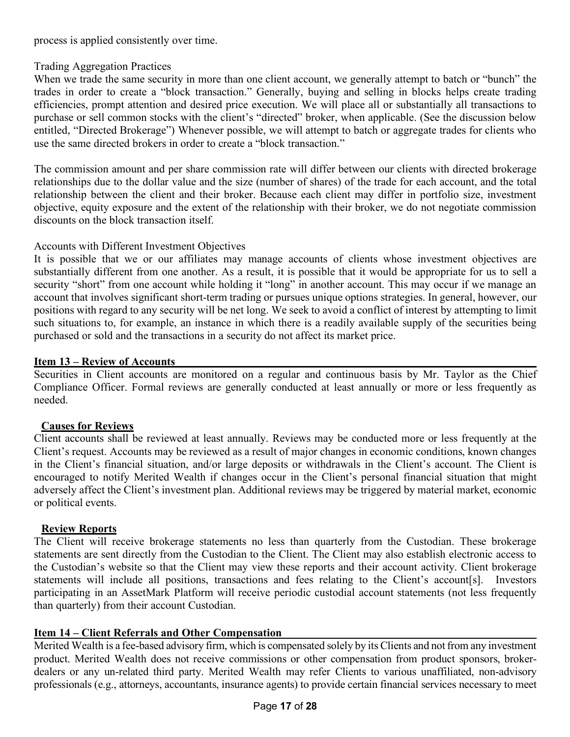process is applied consistently over time.

Trading Aggregation Practices

When we trade the same security in more than one client account, we generally attempt to batch or "bunch" the trades in order to create a "block transaction." Generally, buying and selling in blocks helps create trading efficiencies, prompt attention and desired price execution. We will place all or substantially all transactions to purchase or sell common stocks with the client's "directed" broker, when applicable. (See the discussion below entitled, "Directed Brokerage") Whenever possible, we will attempt to batch or aggregate trades for clients who use the same directed brokers in order to create a "block transaction."

The commission amount and per share commission rate will differ between our clients with directed brokerage relationships due to the dollar value and the size (number of shares) of the trade for each account, and the total relationship between the client and their broker. Because each client may differ in portfolio size, investment objective, equity exposure and the extent of the relationship with their broker, we do not negotiate commission discounts on the block transaction itself.

Accounts with Different Investment Objectives

It is possible that we or our affiliates may manage accounts of clients whose investment objectives are substantially different from one another. As a result, it is possible that it would be appropriate for us to sell a security "short" from one account while holding it "long" in another account. This may occur if we manage an account that involves significant short-term trading or pursues unique options strategies. In general, however, our positions with regard to any security will be net long. We seek to avoid a conflict of interest by attempting to limit such situations to, for example, an instance in which there is a readily available supply of the securities being purchased or sold and the transactions in a security do not affect its market price.

## Item 13 – Review of Accounts

Securities in Client accounts are monitored on a regular and continuous basis by Mr. Taylor as the Chief Compliance Officer. Formal reviews are generally conducted at least annually or more or less frequently as needed.

### Causes for Reviews

Client accounts shall be reviewed at least annually. Reviews may be conducted more or less frequently at the Client's request. Accounts may be reviewed as a result of major changes in economic conditions, known changes in the Client's financial situation, and/or large deposits or withdrawals in the Client's account. The Client is encouraged to notify Merited Wealth if changes occur in the Client's personal financial situation that might adversely affect the Client's investment plan. Additional reviews may be triggered by material market, economic or political events.

### Review Reports

The Client will receive brokerage statements no less than quarterly from the Custodian. These brokerage statements are sent directly from the Custodian to the Client. The Client may also establish electronic access to the Custodian's website so that the Client may view these reports and their account activity. Client brokerage statements will include all positions, transactions and fees relating to the Client's account[s]. Investors participating in an AssetMark Platform will receive periodic custodial account statements (not less frequently than quarterly) from their account Custodian.

## Item 14 – Client Referrals and Other Compensation

Merited Wealth is a fee-based advisory firm, which is compensated solely by its Clients and not from any investment product. Merited Wealth does not receive commissions or other compensation from product sponsors, broker-dealers or any un-related third party. Merited Wealth may refer Clients to various unaffiliated, non-advisory professionals (e.g., attorneys, accountants, insurance agents) to provide certain financial services necessary to meet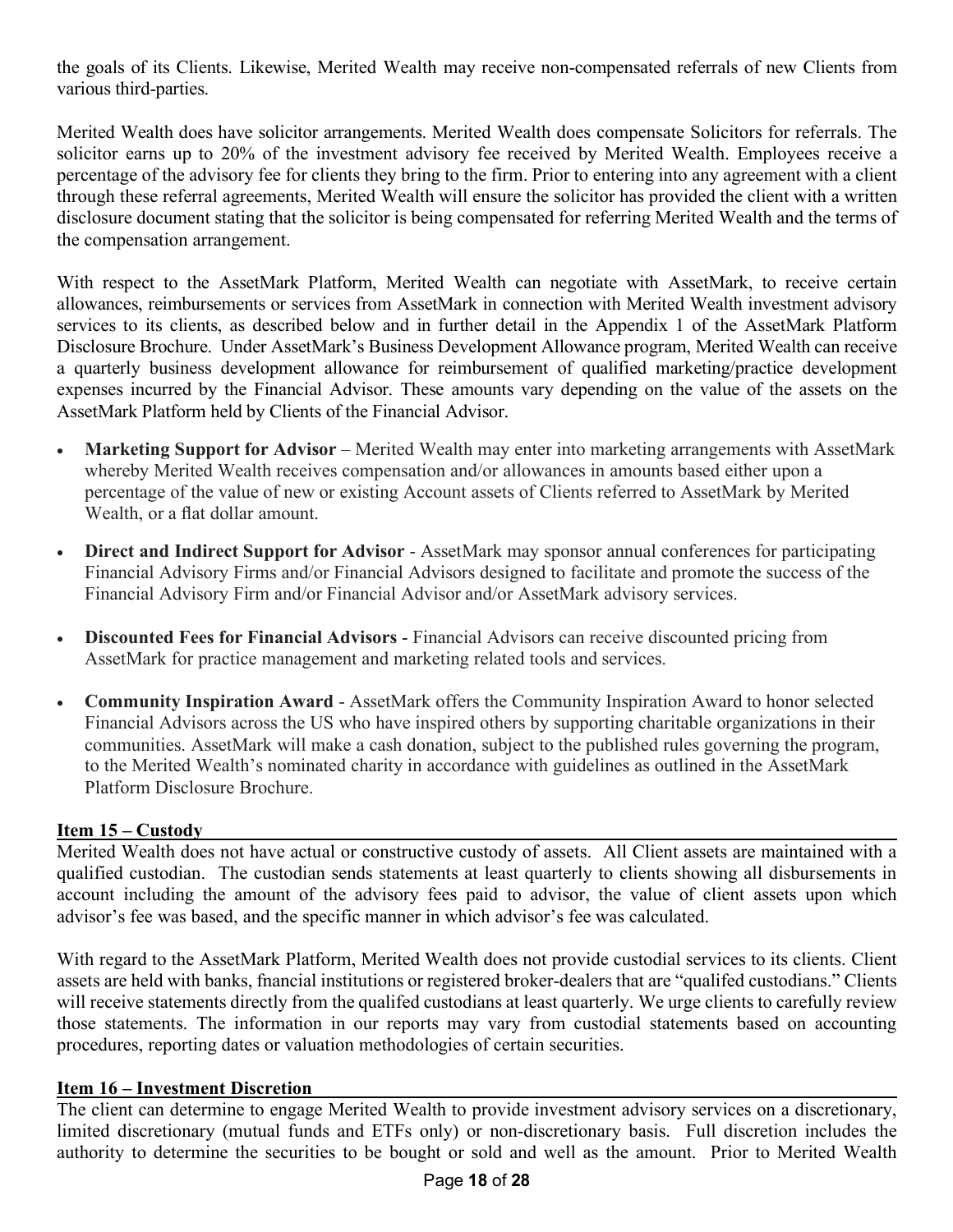the goals of its Clients. Likewise, Merited Wealth may receive non-compensated referrals of new Clients from various third-parties.

Merited Wealth does have solicitor arrangements. Merited Wealth does compensate Solicitors for referrals. The solicitor earns up to 20% of the investment advisory fee received by Merited Wealth. Employees receive a percentage of the advisory fee for clients they bring to the firm. Prior to entering into any agreement with a client through these referral agreements, Merited Wealth will ensure the solicitor has provided the client with a written disclosure document stating that the solicitor is being compensated for referring Merited Wealth and the terms of the compensation arrangement.

With respect to the AssetMark Platform, Merited Wealth can negotiate with AssetMark, to receive certain allowances, reimbursements or services from AssetMark in connection with Merited Wealth investment advisory services to its clients, as described below and in further detail in the Appendix 1 of the AssetMark Platform Disclosure Brochure. Under AssetMark's Business Development Allowance program, Merited Wealth can receive a quarterly business development allowance for reimbursement of qualified marketing/practice development expenses incurred by the Financial Advisor. These amounts vary depending on the value of the assets on the AssetMark Platform held by Clients of the Financial Advisor.

- **Marketing Support for Advisor** – Merited Wealth may enter into marketing arrangements with AssetMark whereby Merited Wealth receives compensation and/or allowances in amounts based either upon a percentage of the value of new or existing Account assets of Clients referred to AssetMark by Merited Wealth, or a flat dollar amount.
- **Direct and Indirect Support for Advisor** - AssetMark may sponsor annual conferences for participating Financial Advisory Firms and/or Financial Advisors designed to facilitate and promote the success of the Financial Advisory Firm and/or Financial Advisor and/or AssetMark advisory services.
- **Discounted Fees for Financial Advisors** - Financial Advisors can receive discounted pricing from AssetMark for practice management and marketing related tools and services.
- **Community Inspiration Award** - AssetMark offers the Community Inspiration Award to honor selected Financial Advisors across the US who have inspired others by supporting charitable organizations in their communities. AssetMark will make a cash donation, subject to the published rules governing the program, to the Merited Wealth's nominated charity in accordance with guidelines as outlined in the AssetMark Platform Disclosure Brochure.

## Item 15 – Custody

Merited Wealth does not have actual or constructive custody of assets. All Client assets are maintained with a qualified custodian. The custodian sends statements at least quarterly to clients showing all disbursements in account including the amount of the advisory fees paid to advisor, the value of client assets upon which advisor's fee was based, and the specific manner in which advisor's fee was calculated.

With regard to the AssetMark Platform, Merited Wealth does not provide custodial services to its clients. Client assets are held with banks, fnancial institutions or registered broker-dealers that are "qualifed custodians." Clients will receive statements directly from the qualifed custodians at least quarterly. We urge clients to carefully review those statements. The information in our reports may vary from custodial statements based on accounting procedures, reporting dates or valuation methodologies of certain securities.

## Item 16 – Investment Discretion

The client can determine to engage Merited Wealth to provide investment advisory services on a discretionary, limited discretionary (mutual funds and ETFs only) or non-discretionary basis. Full discretion includes the authority to determine the securities to be bought or sold and well as the amount. Prior to Merited Wealth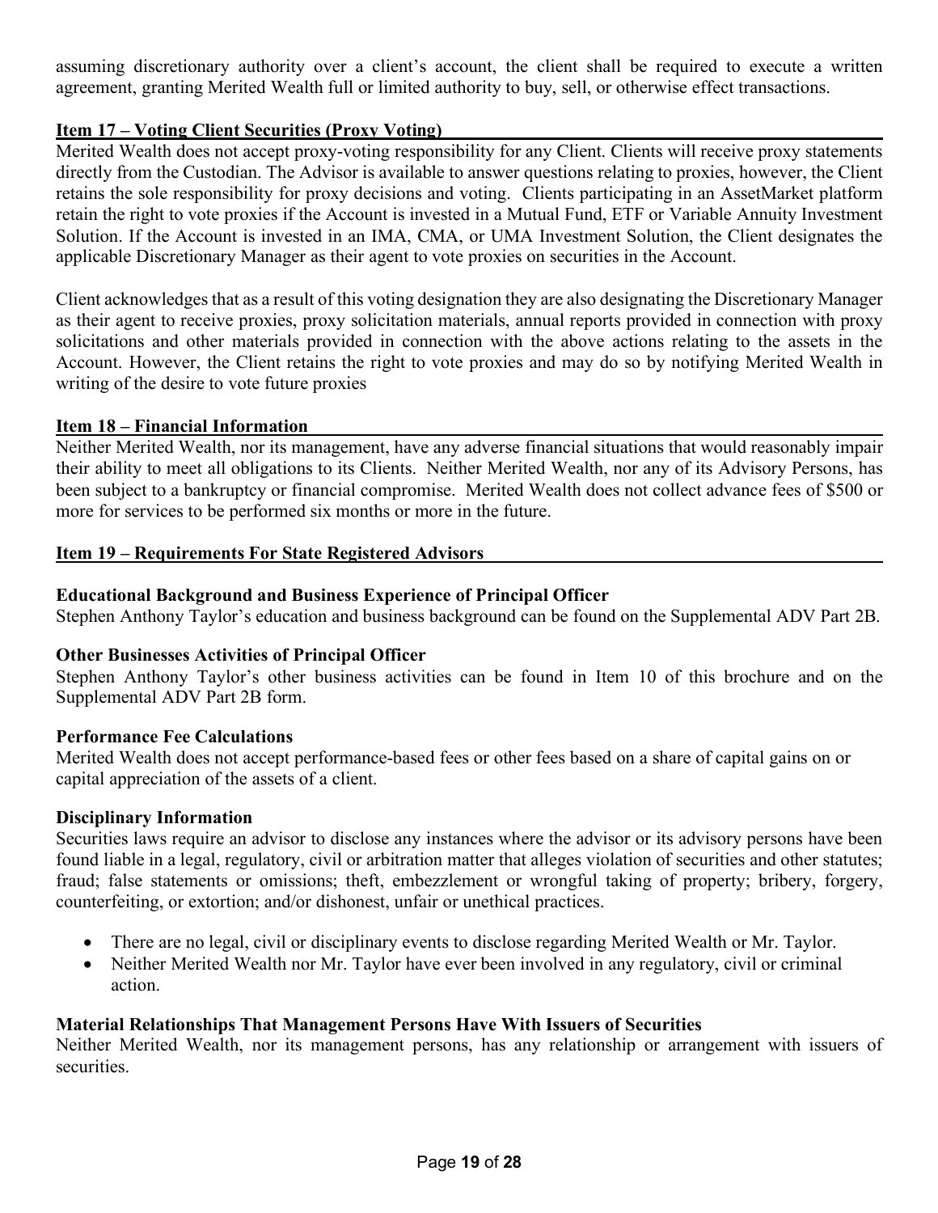assuming discretionary authority over a client's account, the client shall be required to execute a written agreement, granting Merited Wealth full or limited authority to buy, sell, or otherwise effect transactions.

## Item 17 – Voting Client Securities (Proxy Voting)

Merited Wealth does not accept proxy-voting responsibility for any Client. Clients will receive proxy statements directly from the Custodian. The Advisor is available to answer questions relating to proxies, however, the Client retains the sole responsibility for proxy decisions and voting. Clients participating in an AssetMarket platform retain the right to vote proxies if the Account is invested in a Mutual Fund, ETF or Variable Annuity Investment Solution. If the Account is invested in an IMA, CMA, or UMA Investment Solution, the Client designates the applicable Discretionary Manager as their agent to vote proxies on securities in the Account.

Client acknowledges that as a result of this voting designation they are also designating the Discretionary Manager as their agent to receive proxies, proxy solicitation materials, annual reports provided in connection with proxy solicitations and other materials provided in connection with the above actions relating to the assets in the Account. However, the Client retains the right to vote proxies and may do so by notifying Merited Wealth in writing of the desire to vote future proxies

## Item 18 – Financial Information

Neither Merited Wealth, nor its management, have any adverse financial situations that would reasonably impair their ability to meet all obligations to its Clients. Neither Merited Wealth, nor any of its Advisory Persons, has been subject to a bankruptcy or financial compromise. Merited Wealth does not collect advance fees of $500 or more for services to be performed six months or more in the future.

## Item 19 – Requirements For State Registered Advisors

### Educational Background and Business Experience of Principal Officer

Stephen Anthony Taylor's education and business background can be found on the Supplemental ADV Part 2B.

### Other Businesses Activities of Principal Officer

Stephen Anthony Taylor's other business activities can be found in Item 10 of this brochure and on the Supplemental ADV Part 2B form.

### Performance Fee Calculations

Merited Wealth does not accept performance-based fees or other fees based on a share of capital gains on or capital appreciation of the assets of a client.

### Disciplinary Information

Securities laws require an advisor to disclose any instances where the advisor or its advisory persons have been found liable in a legal, regulatory, civil or arbitration matter that alleges violation of securities and other statutes; fraud; false statements or omissions; theft, embezzlement or wrongful taking of property; bribery, forgery, counterfeiting, or extortion; and/or dishonest, unfair or unethical practices.

- There are no legal, civil or disciplinary events to disclose regarding Merited Wealth or Mr. Taylor.
- Neither Merited Wealth nor Mr. Taylor have ever been involved in any regulatory, civil or criminal action.

### Material Relationships That Management Persons Have With Issuers of Securities

Neither Merited Wealth, nor its management persons, has any relationship or arrangement with issuers of securities.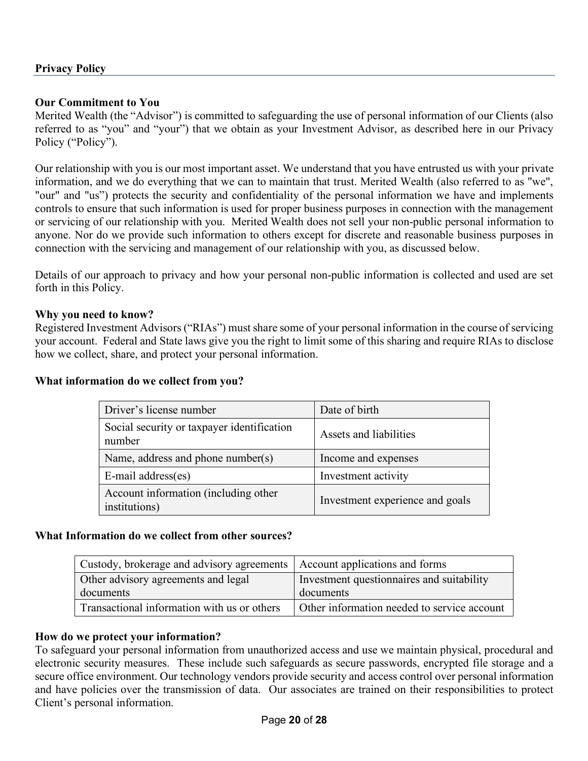**Privacy Policy**

**Our Commitment to You**
Merited Wealth (the "Advisor") is committed to safeguarding the use of personal information of our Clients (also referred to as "you" and "your") that we obtain as your Investment Advisor, as described here in our Privacy Policy ("Policy").

Our relationship with you is our most important asset. We understand that you have entrusted us with your private information, and we do everything that we can to maintain that trust. Merited Wealth (also referred to as "we", "our" and "us") protects the security and confidentiality of the personal information we have and implements controls to ensure that such information is used for proper business purposes in connection with the management or servicing of our relationship with you. Merited Wealth does not sell your non-public personal information to anyone. Nor do we provide such information to others except for discrete and reasonable business purposes in connection with the servicing and management of our relationship with you, as discussed below.

Details of our approach to privacy and how your personal non-public information is collected and used are set forth in this Policy.

**Why you need to know?**
Registered Investment Advisors ("RIAs") must share some of your personal information in the course of servicing your account. Federal and State laws give you the right to limit some of this sharing and require RIAs to disclose how we collect, share, and protect your personal information.

**What information do we collect from you?**

| | |
|---|---|
| Driver's license number | Date of birth |
| Social security or taxpayer identification number | Assets and liabilities |
| Name, address and phone number(s) | Income and expenses |
| E-mail address(es) | Investment activity |
| Account information (including other institutions) | Investment experience and goals |

**What Information do we collect from other sources?**

| | |
|---|---|
| Custody, brokerage and advisory agreements | Account applications and forms |
| Other advisory agreements and legal documents | Investment questionnaires and suitability documents |
| Transactional information with us or others | Other information needed to service account |

**How do we protect your information?**
To safeguard your personal information from unauthorized access and use we maintain physical, procedural and electronic security measures. These include such safeguards as secure passwords, encrypted file storage and a secure office environment. Our technology vendors provide security and access control over personal information and have policies over the transmission of data. Our associates are trained on their responsibilities to protect Client's personal information.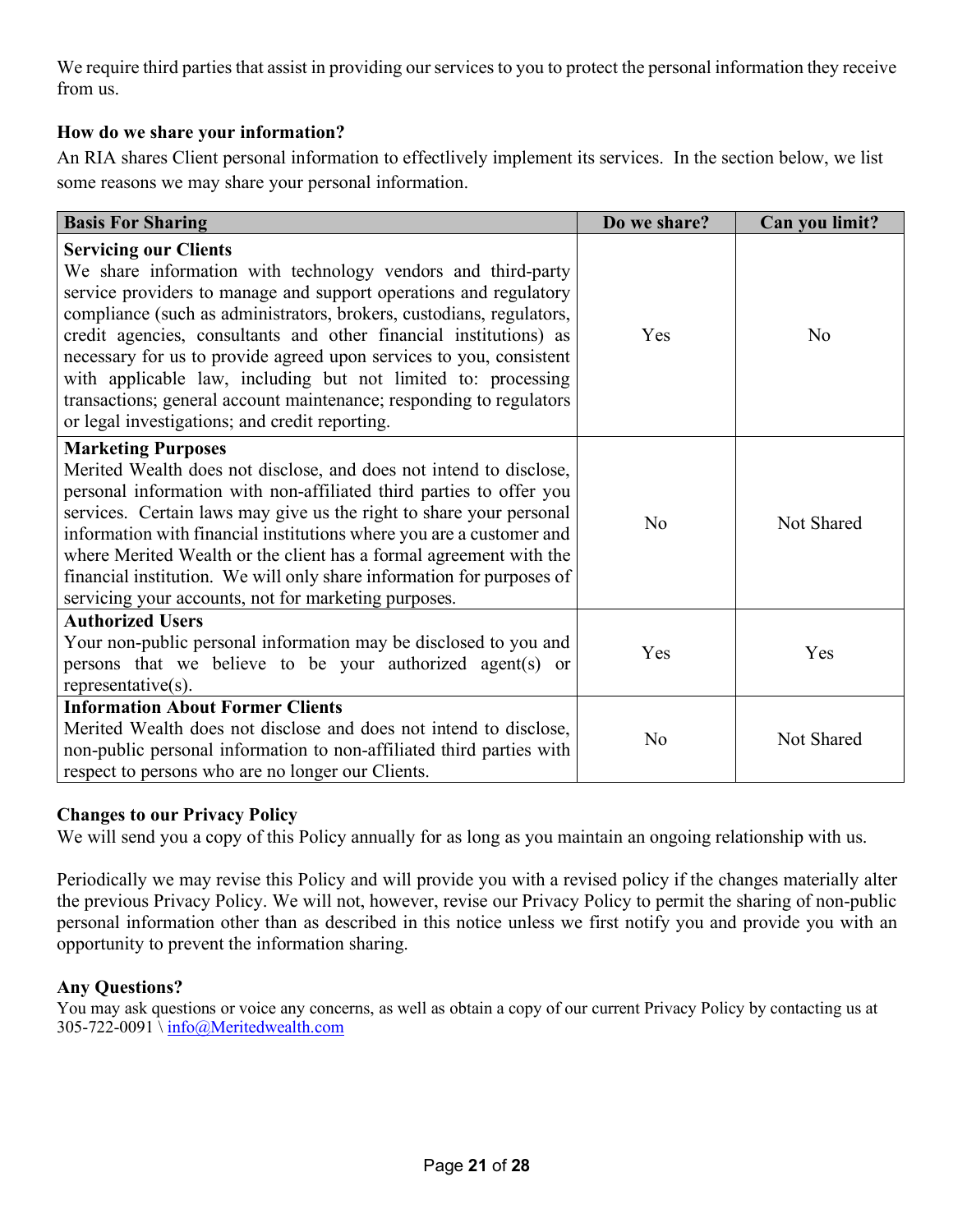We require third parties that assist in providing our services to you to protect the personal information they receive from us.

### How do we share your information?

An RIA shares Client personal information to effectlively implement its services. In the section below, we list some reasons we may share your personal information.

| Basis For Sharing | Do we share? | Can you limit? |
|---|---|---|
| **Servicing our Clients**<br>We share information with technology vendors and third-party service providers to manage and support operations and regulatory compliance (such as administrators, brokers, custodians, regulators, credit agencies, consultants and other financial institutions) as necessary for us to provide agreed upon services to you, consistent with applicable law, including but not limited to: processing transactions; general account maintenance; responding to regulators or legal investigations; and credit reporting. | Yes | No |
| **Marketing Purposes**<br>Merited Wealth does not disclose, and does not intend to disclose, personal information with non-affiliated third parties to offer you services. Certain laws may give us the right to share your personal information with financial institutions where you are a customer and where Merited Wealth or the client has a formal agreement with the financial institution. We will only share information for purposes of servicing your accounts, not for marketing purposes. | No | Not Shared |
| **Authorized Users**<br>Your non-public personal information may be disclosed to you and persons that we believe to be your authorized agent(s) or representative(s). | Yes | Yes |
| **Information About Former Clients**<br>Merited Wealth does not disclose and does not intend to disclose, non-public personal information to non-affiliated third parties with respect to persons who are no longer our Clients. | No | Not Shared |

### Changes to our Privacy Policy

We will send you a copy of this Policy annually for as long as you maintain an ongoing relationship with us.

Periodically we may revise this Policy and will provide you with a revised policy if the changes materially alter the previous Privacy Policy. We will not, however, revise our Privacy Policy to permit the sharing of non-public personal information other than as described in this notice unless we first notify you and provide you with an opportunity to prevent the information sharing.

### Any Questions?

You may ask questions or voice any concerns, as well as obtain a copy of our current Privacy Policy by contacting us at 305-722-0091 \ info@Meritedwealth.com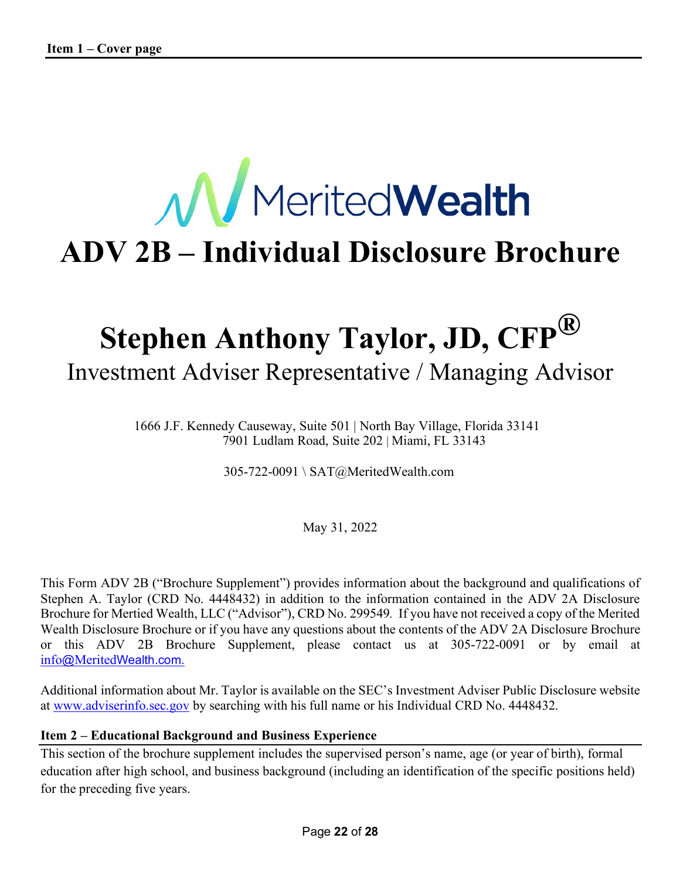**Item 1 – Cover page**

MeritedWealth

# ADV 2B – Individual Disclosure Brochure

# Stephen Anthony Taylor, JD, CFP®

## Investment Adviser Representative / Managing Advisor

1666 J.F. Kennedy Causeway, Suite 501 | North Bay Village, Florida 33141
7901 Ludlam Road, Suite 202 | Miami, FL 33143

305-722-0091 \ SAT@MeritedWealth.com

May 31, 2022

This Form ADV 2B ("Brochure Supplement") provides information about the background and qualifications of Stephen A. Taylor (CRD No. 4448432) in addition to the information contained in the ADV 2A Disclosure Brochure for Mertied Wealth, LLC ("Advisor"), CRD No. 299549. If you have not received a copy of the Merited Wealth Disclosure Brochure or if you have any questions about the contents of the ADV 2A Disclosure Brochure or this ADV 2B Brochure Supplement, please contact us at 305-722-0091 or by email at info@MeritedWealth.com.

Additional information about Mr. Taylor is available on the SEC's Investment Adviser Public Disclosure website at www.adviserinfo.sec.gov by searching with his full name or his Individual CRD No. 4448432.

**Item 2 – Educational Background and Business Experience**

This section of the brochure supplement includes the supervised person's name, age (or year of birth), formal education after high school, and business background (including an identification of the specific positions held) for the preceding five years.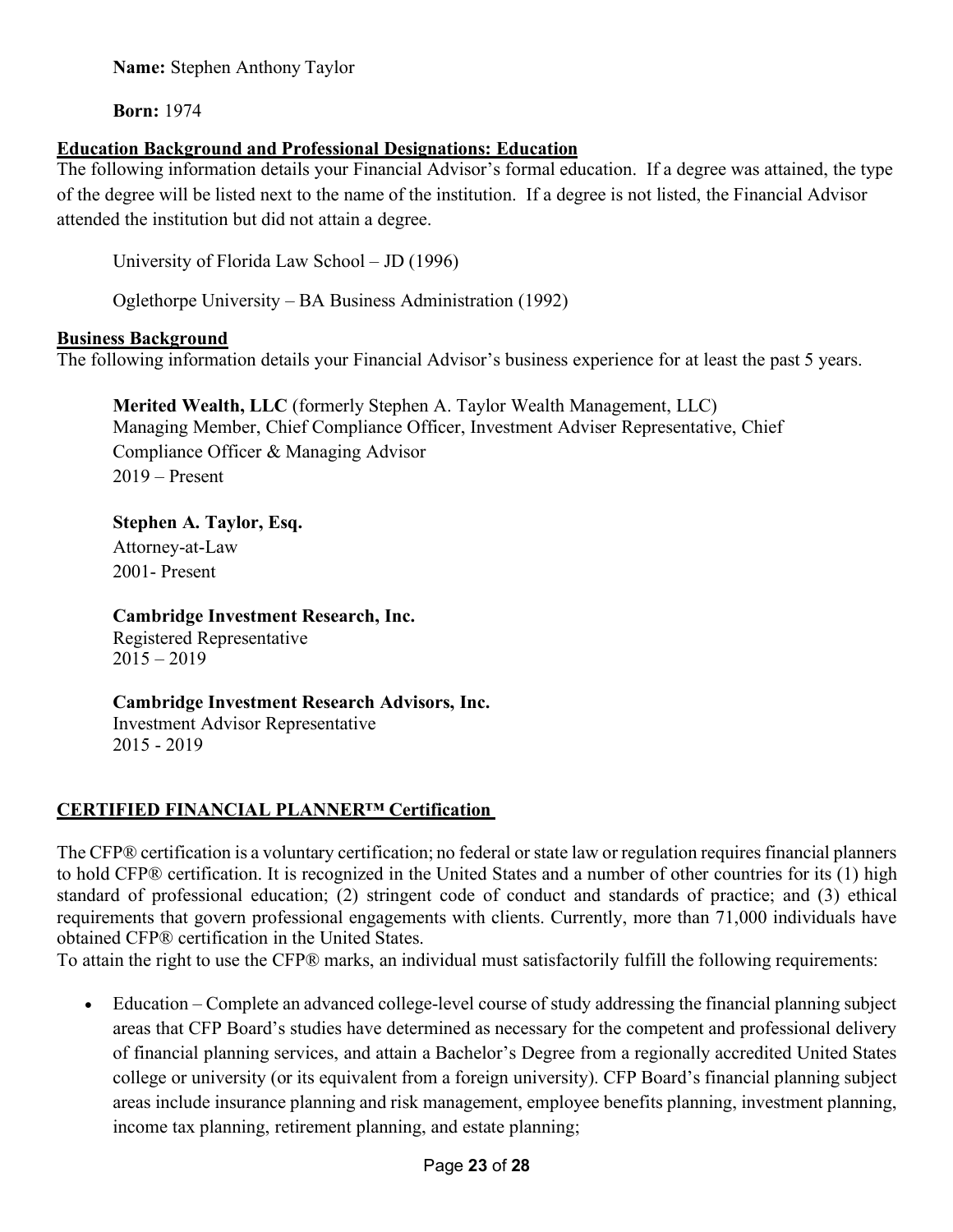**Name:** Stephen Anthony Taylor

**Born:** 1974

## Education Background and Professional Designations: Education

The following information details your Financial Advisor's formal education. If a degree was attained, the type of the degree will be listed next to the name of the institution. If a degree is not listed, the Financial Advisor attended the institution but did not attain a degree.

University of Florida Law School – JD (1996)

Oglethorpe University – BA Business Administration (1992)

## Business Background

The following information details your Financial Advisor's business experience for at least the past 5 years.

**Merited Wealth, LLC** (formerly Stephen A. Taylor Wealth Management, LLC)
Managing Member, Chief Compliance Officer, Investment Adviser Representative, Chief Compliance Officer & Managing Advisor
2019 – Present

**Stephen A. Taylor, Esq.**
Attorney-at-Law
2001- Present

**Cambridge Investment Research, Inc.**
Registered Representative
2015 – 2019

**Cambridge Investment Research Advisors, Inc.**
Investment Advisor Representative
2015 - 2019

## CERTIFIED FINANCIAL PLANNER™ Certification

The CFP® certification is a voluntary certification; no federal or state law or regulation requires financial planners to hold CFP® certification. It is recognized in the United States and a number of other countries for its (1) high standard of professional education; (2) stringent code of conduct and standards of practice; and (3) ethical requirements that govern professional engagements with clients. Currently, more than 71,000 individuals have obtained CFP® certification in the United States.

To attain the right to use the CFP® marks, an individual must satisfactorily fulfill the following requirements:

- Education – Complete an advanced college-level course of study addressing the financial planning subject areas that CFP Board's studies have determined as necessary for the competent and professional delivery of financial planning services, and attain a Bachelor's Degree from a regionally accredited United States college or university (or its equivalent from a foreign university). CFP Board's financial planning subject areas include insurance planning and risk management, employee benefits planning, investment planning, income tax planning, retirement planning, and estate planning;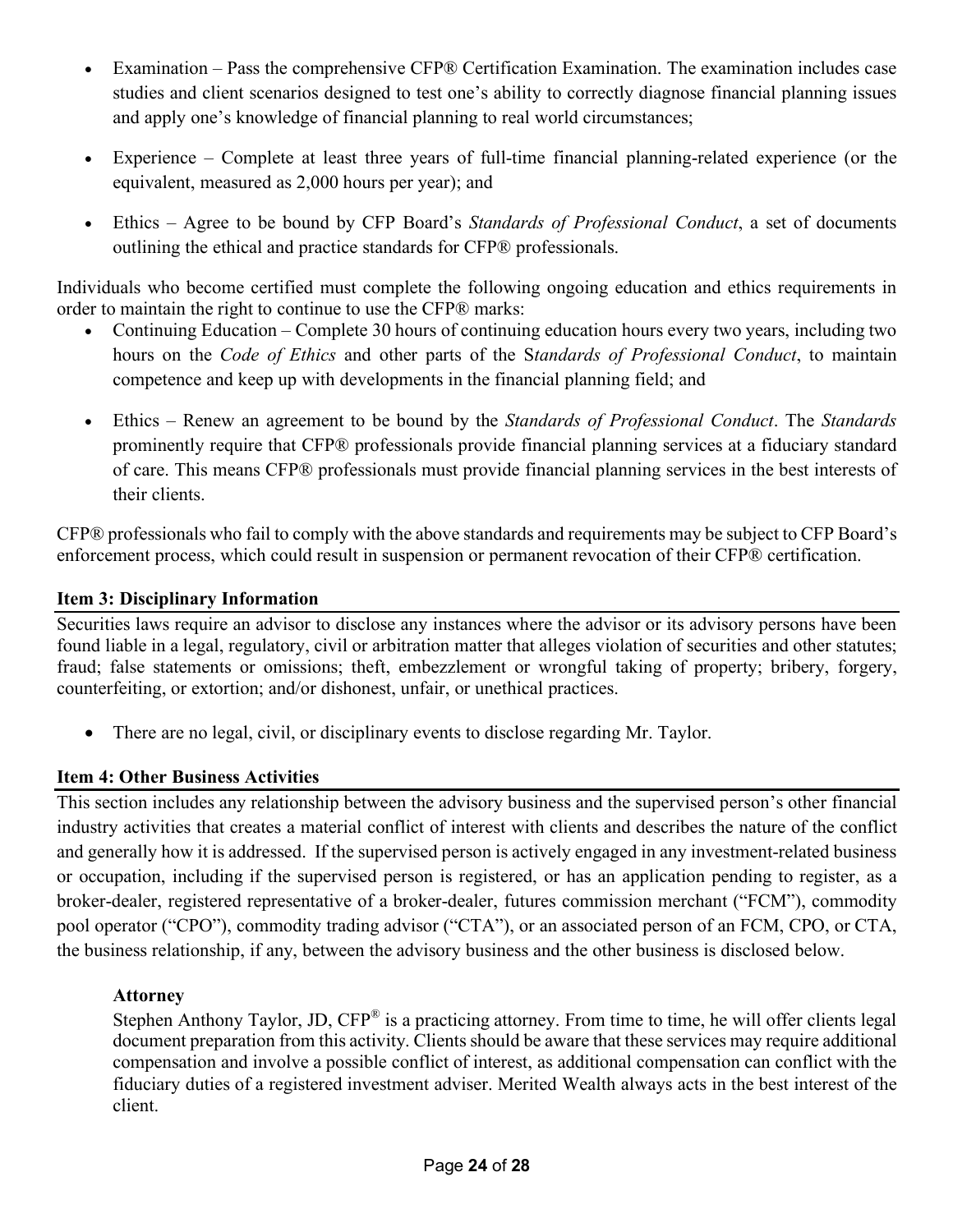- Examination – Pass the comprehensive CFP® Certification Examination. The examination includes case studies and client scenarios designed to test one's ability to correctly diagnose financial planning issues and apply one's knowledge of financial planning to real world circumstances;
- Experience – Complete at least three years of full-time financial planning-related experience (or the equivalent, measured as 2,000 hours per year); and
- Ethics – Agree to be bound by CFP Board's *Standards of Professional Conduct*, a set of documents outlining the ethical and practice standards for CFP® professionals.

Individuals who become certified must complete the following ongoing education and ethics requirements in order to maintain the right to continue to use the CFP® marks:

- Continuing Education – Complete 30 hours of continuing education hours every two years, including two hours on the *Code of Ethics* and other parts of the S*tandards of Professional Conduct*, to maintain competence and keep up with developments in the financial planning field; and
- Ethics – Renew an agreement to be bound by the *Standards of Professional Conduct*. The *Standards* prominently require that CFP® professionals provide financial planning services at a fiduciary standard of care. This means CFP® professionals must provide financial planning services in the best interests of their clients.

CFP® professionals who fail to comply with the above standards and requirements may be subject to CFP Board's enforcement process, which could result in suspension or permanent revocation of their CFP® certification.

## Item 3: Disciplinary Information

Securities laws require an advisor to disclose any instances where the advisor or its advisory persons have been found liable in a legal, regulatory, civil or arbitration matter that alleges violation of securities and other statutes; fraud; false statements or omissions; theft, embezzlement or wrongful taking of property; bribery, forgery, counterfeiting, or extortion; and/or dishonest, unfair, or unethical practices.

- There are no legal, civil, or disciplinary events to disclose regarding Mr. Taylor.

## Item 4: Other Business Activities

This section includes any relationship between the advisory business and the supervised person's other financial industry activities that creates a material conflict of interest with clients and describes the nature of the conflict and generally how it is addressed. If the supervised person is actively engaged in any investment-related business or occupation, including if the supervised person is registered, or has an application pending to register, as a broker-dealer, registered representative of a broker-dealer, futures commission merchant ("FCM"), commodity pool operator ("CPO"), commodity trading advisor ("CTA"), or an associated person of an FCM, CPO, or CTA, the business relationship, if any, between the advisory business and the other business is disclosed below.

### Attorney

Stephen Anthony Taylor, JD, CFP® is a practicing attorney. From time to time, he will offer clients legal document preparation from this activity. Clients should be aware that these services may require additional compensation and involve a possible conflict of interest, as additional compensation can conflict with the fiduciary duties of a registered investment adviser. Merited Wealth always acts in the best interest of the client.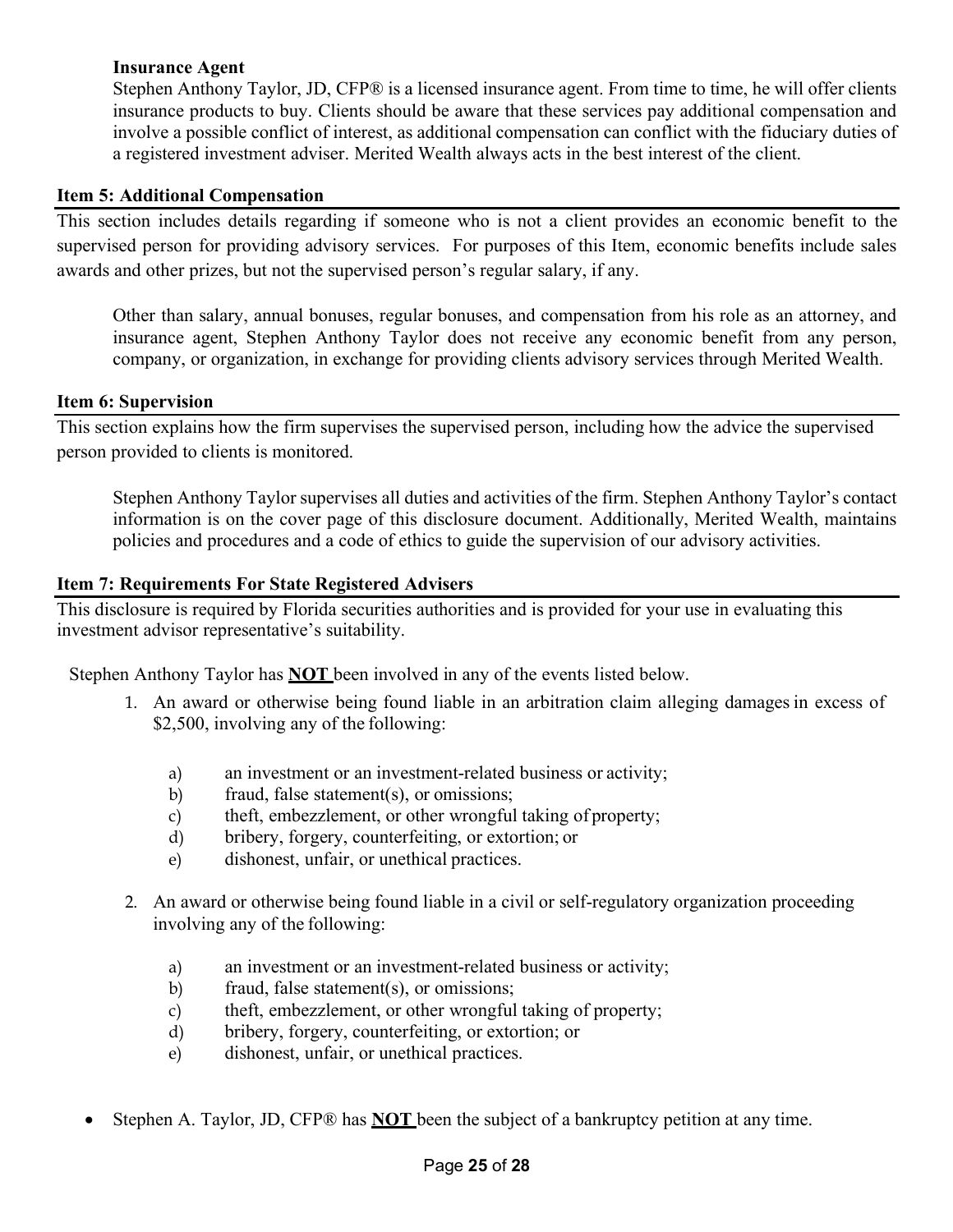**Insurance Agent**

Stephen Anthony Taylor, JD, CFP® is a licensed insurance agent. From time to time, he will offer clients insurance products to buy. Clients should be aware that these services pay additional compensation and involve a possible conflict of interest, as additional compensation can conflict with the fiduciary duties of a registered investment adviser. Merited Wealth always acts in the best interest of the client.

## Item 5: Additional Compensation

This section includes details regarding if someone who is not a client provides an economic benefit to the supervised person for providing advisory services. For purposes of this Item, economic benefits include sales awards and other prizes, but not the supervised person's regular salary, if any.

Other than salary, annual bonuses, regular bonuses, and compensation from his role as an attorney, and insurance agent, Stephen Anthony Taylor does not receive any economic benefit from any person, company, or organization, in exchange for providing clients advisory services through Merited Wealth.

## Item 6: Supervision

This section explains how the firm supervises the supervised person, including how the advice the supervised person provided to clients is monitored.

Stephen Anthony Taylor supervises all duties and activities of the firm. Stephen Anthony Taylor's contact information is on the cover page of this disclosure document. Additionally, Merited Wealth, maintains policies and procedures and a code of ethics to guide the supervision of our advisory activities.

## Item 7: Requirements For State Registered Advisers

This disclosure is required by Florida securities authorities and is provided for your use in evaluating this investment advisor representative's suitability.

Stephen Anthony Taylor has **NOT** been involved in any of the events listed below.

1. An award or otherwise being found liable in an arbitration claim alleging damages in excess of $2,500, involving any of the following:

   a) an investment or an investment-related business or activity;
   b) fraud, false statement(s), or omissions;
   c) theft, embezzlement, or other wrongful taking of property;
   d) bribery, forgery, counterfeiting, or extortion; or
   e) dishonest, unfair, or unethical practices.

2. An award or otherwise being found liable in a civil or self-regulatory organization proceeding involving any of the following:

   a) an investment or an investment-related business or activity;
   b) fraud, false statement(s), or omissions;
   c) theft, embezzlement, or other wrongful taking of property;
   d) bribery, forgery, counterfeiting, or extortion; or
   e) dishonest, unfair, or unethical practices.

- Stephen A. Taylor, JD, CFP® has **NOT** been the subject of a bankruptcy petition at any time.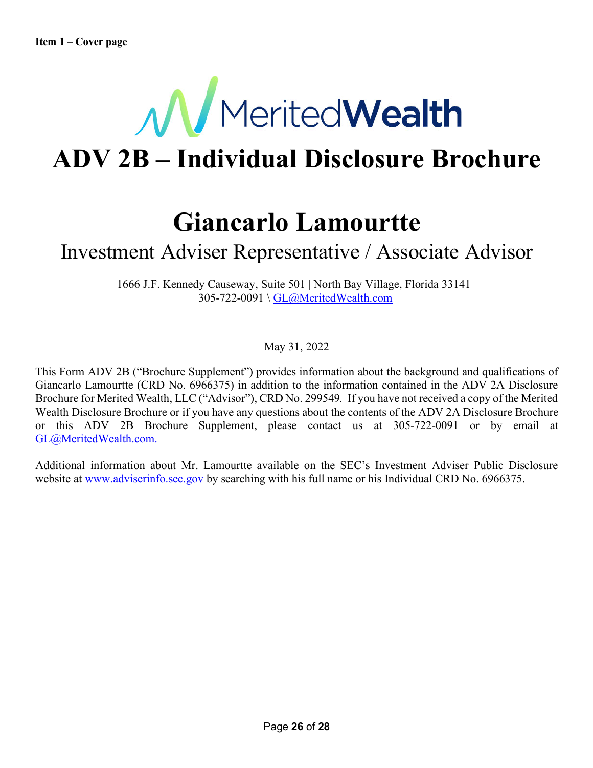**Item 1 – Cover page**

MeritedWealth

# ADV 2B – Individual Disclosure Brochure

# Giancarlo Lamourtte

## Investment Adviser Representative / Associate Advisor

1666 J.F. Kennedy Causeway, Suite 501 | North Bay Village, Florida 33141
305-722-0091 \ GL@MeritedWealth.com

May 31, 2022

This Form ADV 2B ("Brochure Supplement") provides information about the background and qualifications of Giancarlo Lamourtte (CRD No. 6966375) in addition to the information contained in the ADV 2A Disclosure Brochure for Merited Wealth, LLC ("Advisor"), CRD No. 299549. If you have not received a copy of the Merited Wealth Disclosure Brochure or if you have any questions about the contents of the ADV 2A Disclosure Brochure or this ADV 2B Brochure Supplement, please contact us at 305-722-0091 or by email at GL@MeritedWealth.com.

Additional information about Mr. Lamourtte available on the SEC's Investment Adviser Public Disclosure website at www.adviserinfo.sec.gov by searching with his full name or his Individual CRD No. 6966375.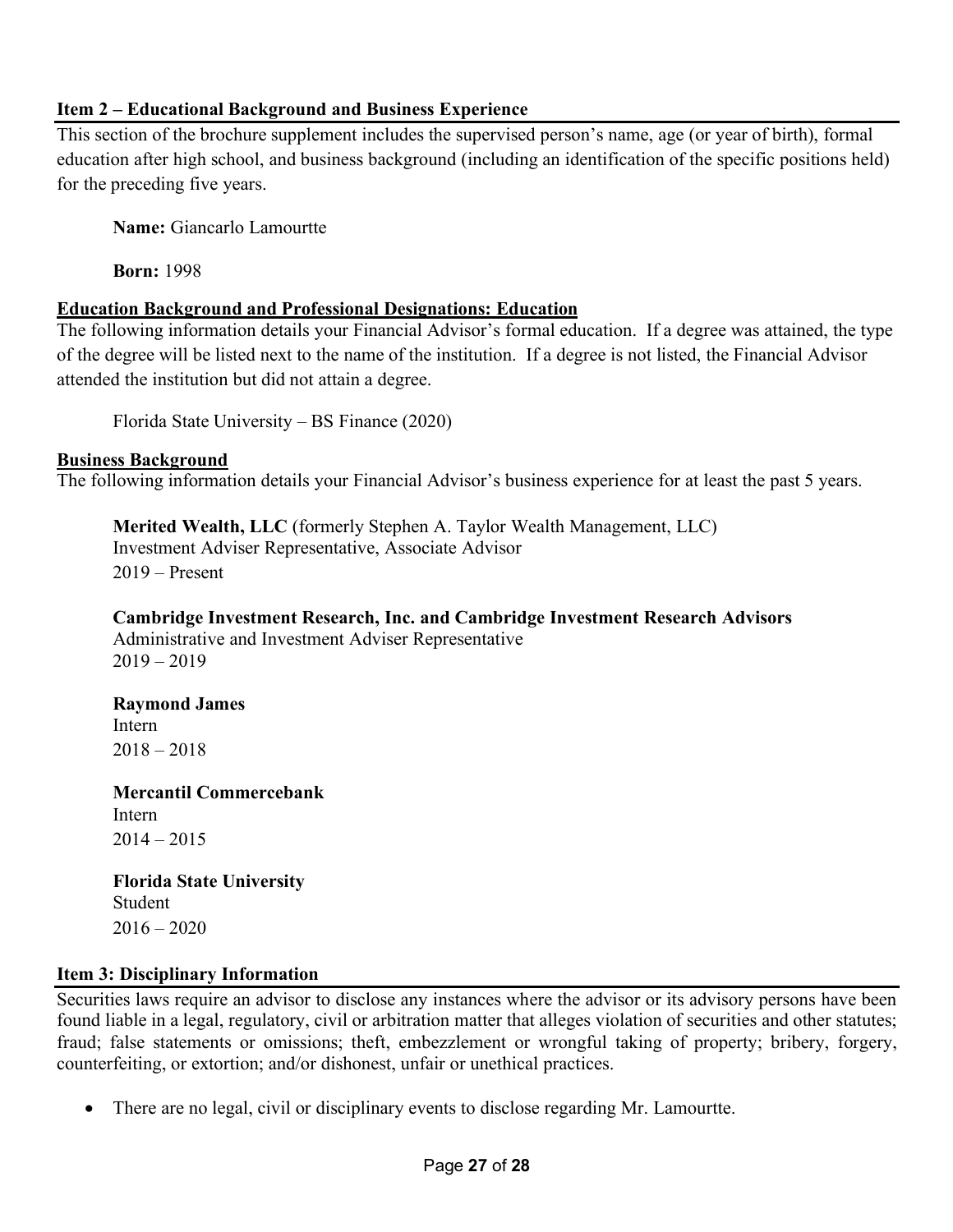## Item 2 – Educational Background and Business Experience

This section of the brochure supplement includes the supervised person's name, age (or year of birth), formal education after high school, and business background (including an identification of the specific positions held) for the preceding five years.

**Name:** Giancarlo Lamourtte

**Born:** 1998

### Education Background and Professional Designations: Education

The following information details your Financial Advisor's formal education. If a degree was attained, the type of the degree will be listed next to the name of the institution. If a degree is not listed, the Financial Advisor attended the institution but did not attain a degree.

Florida State University – BS Finance (2020)

### Business Background

The following information details your Financial Advisor's business experience for at least the past 5 years.

**Merited Wealth, LLC** (formerly Stephen A. Taylor Wealth Management, LLC)
Investment Adviser Representative, Associate Advisor
2019 – Present

**Cambridge Investment Research, Inc. and Cambridge Investment Research Advisors**
Administrative and Investment Adviser Representative
2019 – 2019

**Raymond James**
Intern
2018 – 2018

**Mercantil Commercebank**
Intern
2014 – 2015

**Florida State University**
Student
2016 – 2020

## Item 3: Disciplinary Information

Securities laws require an advisor to disclose any instances where the advisor or its advisory persons have been found liable in a legal, regulatory, civil or arbitration matter that alleges violation of securities and other statutes; fraud; false statements or omissions; theft, embezzlement or wrongful taking of property; bribery, forgery, counterfeiting, or extortion; and/or dishonest, unfair or unethical practices.

- There are no legal, civil or disciplinary events to disclose regarding Mr. Lamourtte.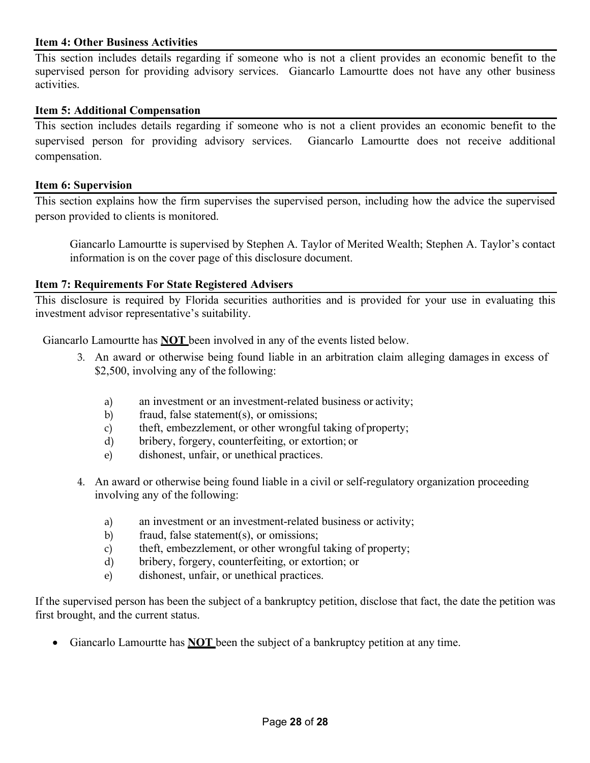### Item 4: Other Business Activities

This section includes details regarding if someone who is not a client provides an economic benefit to the supervised person for providing advisory services. Giancarlo Lamourtte does not have any other business activities.

### Item 5: Additional Compensation

This section includes details regarding if someone who is not a client provides an economic benefit to the supervised person for providing advisory services. Giancarlo Lamourtte does not receive additional compensation.

### Item 6: Supervision

This section explains how the firm supervises the supervised person, including how the advice the supervised person provided to clients is monitored.

Giancarlo Lamourtte is supervised by Stephen A. Taylor of Merited Wealth; Stephen A. Taylor's contact information is on the cover page of this disclosure document.

### Item 7: Requirements For State Registered Advisers

This disclosure is required by Florida securities authorities and is provided for your use in evaluating this investment advisor representative's suitability.

Giancarlo Lamourtte has **NOT** been involved in any of the events listed below.

3. An award or otherwise being found liable in an arbitration claim alleging damages in excess of $2,500, involving any of the following:

   a) an investment or an investment-related business or activity;
   b) fraud, false statement(s), or omissions;
   c) theft, embezzlement, or other wrongful taking of property;
   d) bribery, forgery, counterfeiting, or extortion; or
   e) dishonest, unfair, or unethical practices.

4. An award or otherwise being found liable in a civil or self-regulatory organization proceeding involving any of the following:

   a) an investment or an investment-related business or activity;
   b) fraud, false statement(s), or omissions;
   c) theft, embezzlement, or other wrongful taking of property;
   d) bribery, forgery, counterfeiting, or extortion; or
   e) dishonest, unfair, or unethical practices.

If the supervised person has been the subject of a bankruptcy petition, disclose that fact, the date the petition was first brought, and the current status.

- Giancarlo Lamourtte has **NOT** been the subject of a bankruptcy petition at any time.